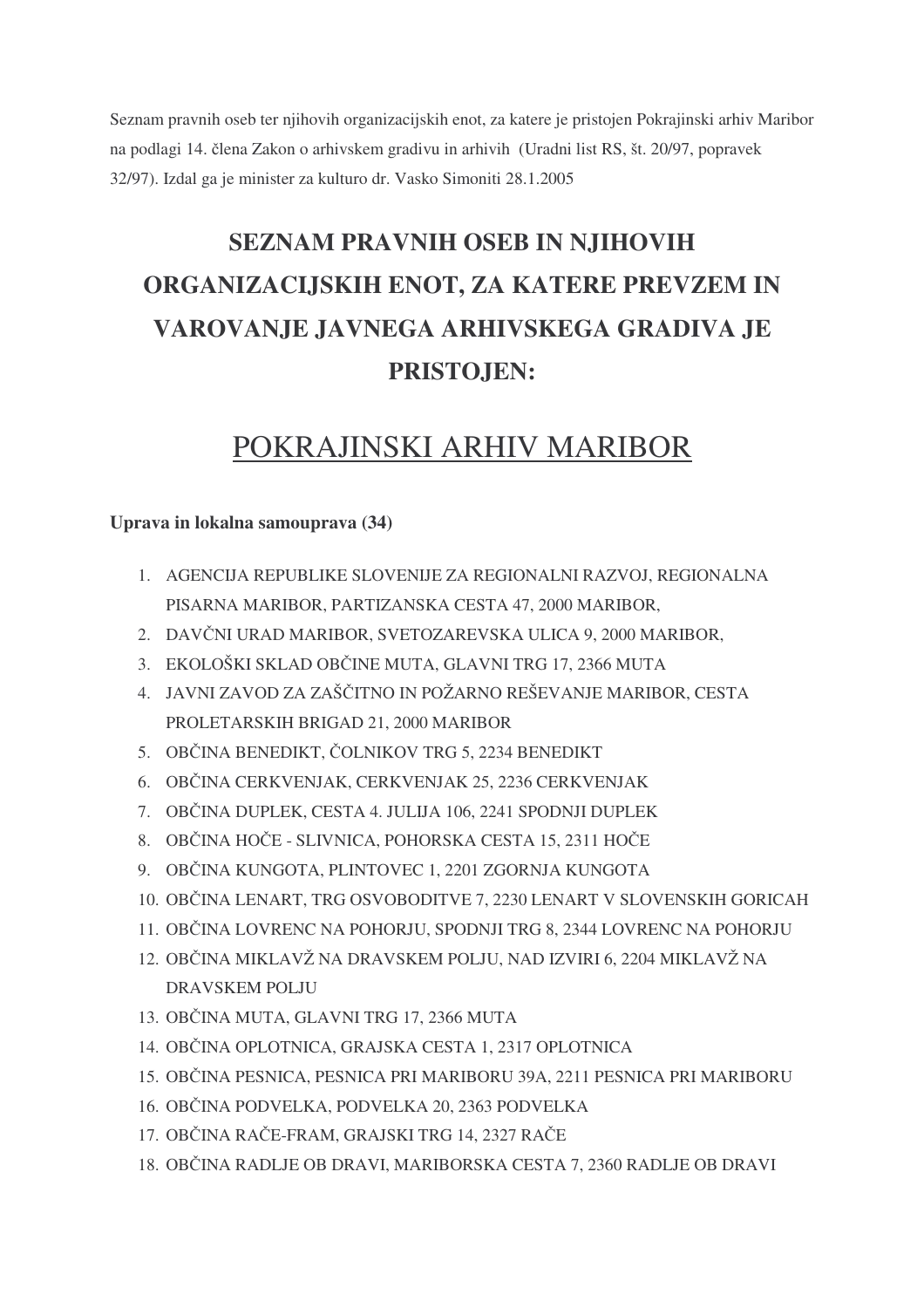Seznam pravnih oseb ter njihovih organizacijskih enot, za katere je pristojen Pokrajinski arhiv Maribor na podlagi 14. člena Zakon o arhivskem gradivu in arhivih (Uradni list RS, št. 20/97, popravek 32/97). Izdal ga je minister za kulturo dr. Vasko Simoniti 28.1.2005

# SEZNAM PRAVNIH OSEB IN NJIHOVIH ORGANIZACIJSKIH ENOT, ZA KATERE PREVZEM IN VAROVANJE JAVNEGA ARHIVSKEGA GRADIVA JE PRISTOJEN:

# POKRAJINSKI ARHIV MARIBOR

**Uprava in lokalna samouprava (34)**

1. AGENCIJA REPUBLIKE SLOVENIJE ZA REGIONALNI RAZVOJ, REGIONALNA PISARNA MARIBOR, PARTIZANSKA CESTA 47, 2000 MARIBOR,
2. DAVČNI URAD MARIBOR, SVETOZAREVSKA ULICA 9, 2000 MARIBOR,
3. EKOLOŠKI SKLAD OBČINE MUTA, GLAVNI TRG 17, 2366 MUTA
4. JAVNI ZAVOD ZA ZAŠČITNO IN POŽARNO REŠEVANJE MARIBOR, CESTA PROLETARSKIH BRIGAD 21, 2000 MARIBOR
5. OBČINA BENEDIKT, ČOLNIKOV TRG 5, 2234 BENEDIKT
6. OBČINA CERKVENJAK, CERKVENJAK 25, 2236 CERKVENJAK
7. OBČINA DUPLEK, CESTA 4. JULIJA 106, 2241 SPODNJI DUPLEK
8. OBČINA HOČE - SLIVNICA, POHORSKA CESTA 15, 2311 HOČE
9. OBČINA KUNGOTA, PLINTOVEC 1, 2201 ZGORNJA KUNGOTA
10. OBČINA LENART, TRG OSVOBODITVE 7, 2230 LENART V SLOVENSKIH GORICAH
11. OBČINA LOVRENC NA POHORJU, SPODNJI TRG 8, 2344 LOVRENC NA POHORJU
12. OBČINA MIKLAVŽ NA DRAVSKEM POLJU, NAD IZVIRI 6, 2204 MIKLAVŽ NA DRAVSKEM POLJU
13. OBČINA MUTA, GLAVNI TRG 17, 2366 MUTA
14. OBČINA OPLOTNICA, GRAJSKA CESTA 1, 2317 OPLOTNICA
15. OBČINA PESNICA, PESNICA PRI MARIBORU 39A, 2211 PESNICA PRI MARIBORU
16. OBČINA PODVELKA, PODVELKA 20, 2363 PODVELKA
17. OBČINA RAČE-FRAM, GRAJSKI TRG 14, 2327 RAČE
18. OBČINA RADLJE OB DRAVI, MARIBORSKA CESTA 7, 2360 RADLJE OB DRAVI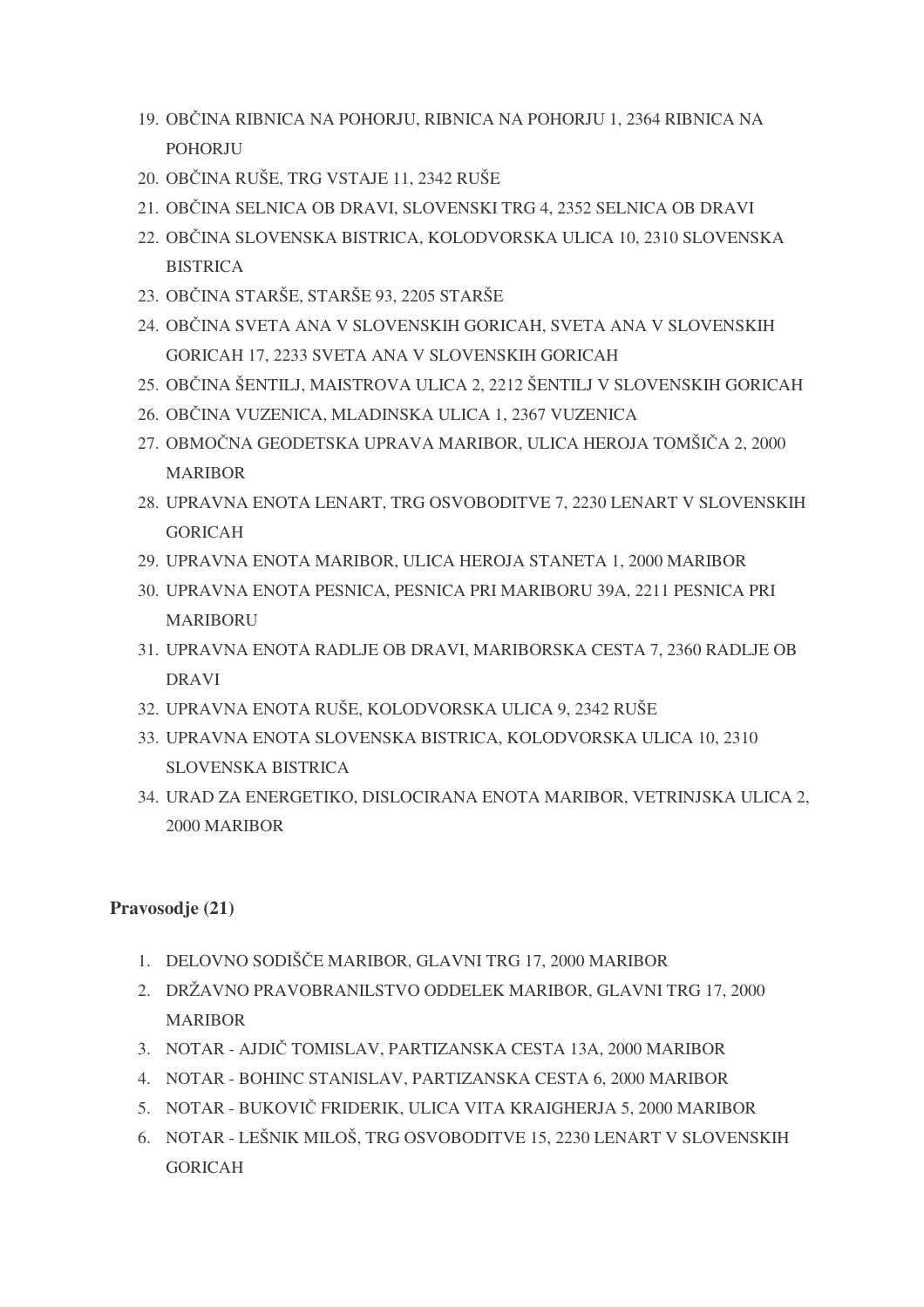19. OBČINA RIBNICA NA POHORJU, RIBNICA NA POHORJU 1, 2364 RIBNICA NA POHORJU
20. OBČINA RUŠE, TRG VSTAJE 11, 2342 RUŠE
21. OBČINA SELNICA OB DRAVI, SLOVENSKI TRG 4, 2352 SELNICA OB DRAVI
22. OBČINA SLOVENSKA BISTRICA, KOLODVORSKA ULICA 10, 2310 SLOVENSKA BISTRICA
23. OBČINA STARŠE, STARŠE 93, 2205 STARŠE
24. OBČINA SVETA ANA V SLOVENSKIH GORICAH, SVETA ANA V SLOVENSKIH GORICAH 17, 2233 SVETA ANA V SLOVENSKIH GORICAH
25. OBČINA ŠENTILJ, MAISTROVA ULICA 2, 2212 ŠENTILJ V SLOVENSKIH GORICAH
26. OBČINA VUZENICA, MLADINSKA ULICA 1, 2367 VUZENICA
27. OBMOČNA GEODETSKA UPRAVA MARIBOR, ULICA HEROJA TOMŠIČA 2, 2000 MARIBOR
28. UPRAVNA ENOTA LENART, TRG OSVOBODITVE 7, 2230 LENART V SLOVENSKIH GORICAH
29. UPRAVNA ENOTA MARIBOR, ULICA HEROJA STANETA 1, 2000 MARIBOR
30. UPRAVNA ENOTA PESNICA, PESNICA PRI MARIBORU 39A, 2211 PESNICA PRI MARIBORU
31. UPRAVNA ENOTA RADLJE OB DRAVI, MARIBORSKA CESTA 7, 2360 RADLJE OB DRAVI
32. UPRAVNA ENOTA RUŠE, KOLODVORSKA ULICA 9, 2342 RUŠE
33. UPRAVNA ENOTA SLOVENSKA BISTRICA, KOLODVORSKA ULICA 10, 2310 SLOVENSKA BISTRICA
34. URAD ZA ENERGETIKO, DISLOCIRANA ENOTA MARIBOR, VETRINJSKA ULICA 2, 2000 MARIBOR

**Pravosodje (21)**

1. DELOVNO SODIŠČE MARIBOR, GLAVNI TRG 17, 2000 MARIBOR
2. DRŽAVNO PRAVOBRANILSTVO ODDELEK MARIBOR, GLAVNI TRG 17, 2000 MARIBOR
3. NOTAR - AJDIČ TOMISLAV, PARTIZANSKA CESTA 13A, 2000 MARIBOR
4. NOTAR - BOHINC STANISLAV, PARTIZANSKA CESTA 6, 2000 MARIBOR
5. NOTAR - BUKOVIČ FRIDERIK, ULICA VITA KRAIGHERJA 5, 2000 MARIBOR
6. NOTAR - LEŠNIK MILOŠ, TRG OSVOBODITVE 15, 2230 LENART V SLOVENSKIH GORICAH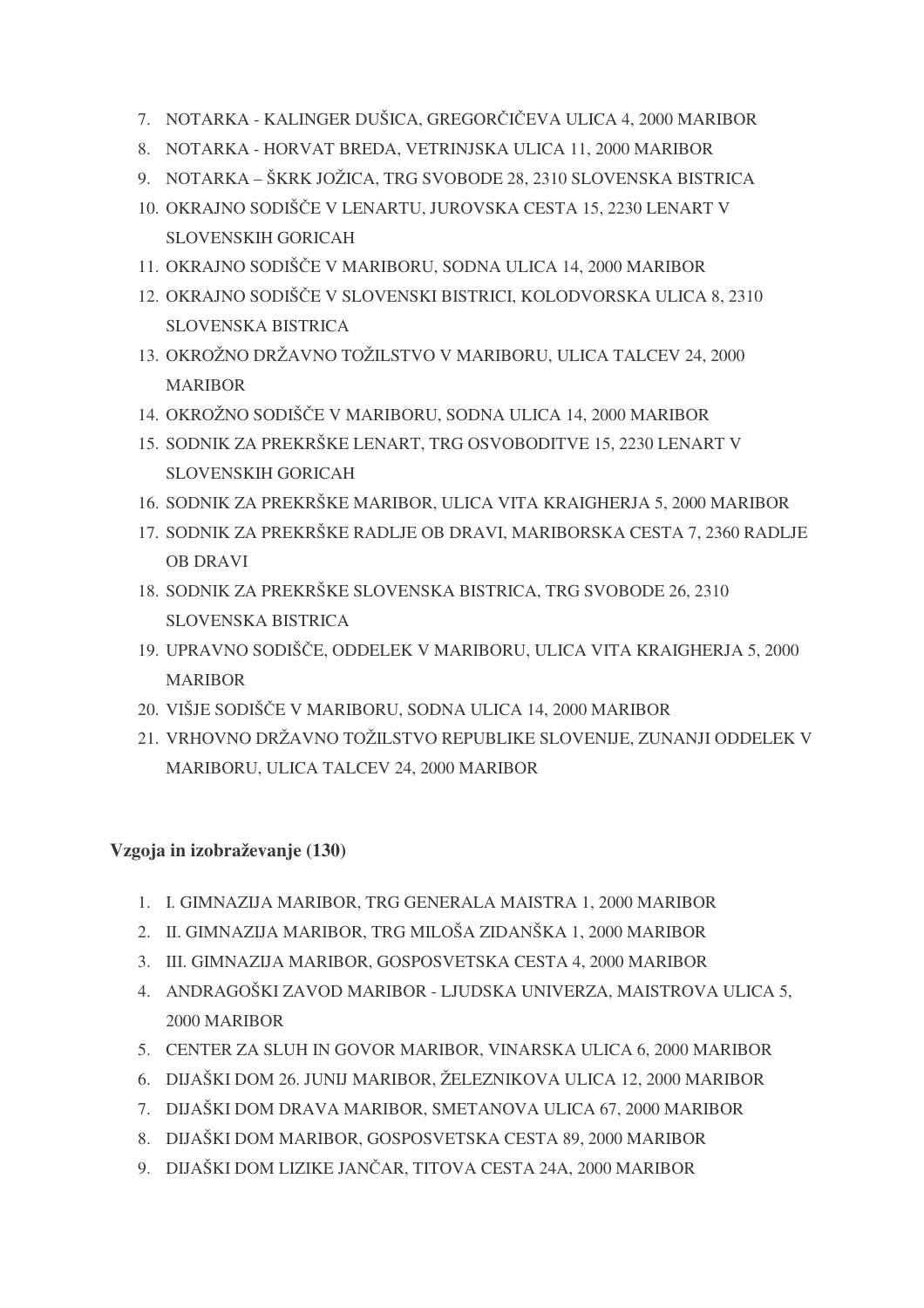7. NOTARKA - KALINGER DUŠICA, GREGORČIČEVA ULICA 4, 2000 MARIBOR
8. NOTARKA - HORVAT BREDA, VETRINJSKA ULICA 11, 2000 MARIBOR
9. NOTARKA – ŠKRK JOŽICA, TRG SVOBODE 28, 2310 SLOVENSKA BISTRICA
10. OKRAJNO SODIŠČE V LENARTU, JUROVSKA CESTA 15, 2230 LENART V SLOVENSKIH GORICAH
11. OKRAJNO SODIŠČE V MARIBORU, SODNA ULICA 14, 2000 MARIBOR
12. OKRAJNO SODIŠČE V SLOVENSKI BISTRICI, KOLODVORSKA ULICA 8, 2310 SLOVENSKA BISTRICA
13. OKROŽNO DRŽAVNO TOŽILSTVO V MARIBORU, ULICA TALCEV 24, 2000 MARIBOR
14. OKROŽNO SODIŠČE V MARIBORU, SODNA ULICA 14, 2000 MARIBOR
15. SODNIK ZA PREKRŠKE LENART, TRG OSVOBODITVE 15, 2230 LENART V SLOVENSKIH GORICAH
16. SODNIK ZA PREKRŠKE MARIBOR, ULICA VITA KRAIGHERJA 5, 2000 MARIBOR
17. SODNIK ZA PREKRŠKE RADLJE OB DRAVI, MARIBORSKA CESTA 7, 2360 RADLJE OB DRAVI
18. SODNIK ZA PREKRŠKE SLOVENSKA BISTRICA, TRG SVOBODE 26, 2310 SLOVENSKA BISTRICA
19. UPRAVNO SODIŠČE, ODDELEK V MARIBORU, ULICA VITA KRAIGHERJA 5, 2000 MARIBOR
20. VIŠJE SODIŠČE V MARIBORU, SODNA ULICA 14, 2000 MARIBOR
21. VRHOVNO DRŽAVNO TOŽILSTVO REPUBLIKE SLOVENIJE, ZUNANJI ODDELEK V MARIBORU, ULICA TALCEV 24, 2000 MARIBOR

**Vzgoja in izobraževanje (130)**

1. I. GIMNAZIJA MARIBOR, TRG GENERALA MAISTRA 1, 2000 MARIBOR
2. II. GIMNAZIJA MARIBOR, TRG MILOŠA ZIDANŠKA 1, 2000 MARIBOR
3. III. GIMNAZIJA MARIBOR, GOSPOSVETSKA CESTA 4, 2000 MARIBOR
4. ANDRAGOŠKI ZAVOD MARIBOR - LJUDSKA UNIVERZA, MAISTROVA ULICA 5, 2000 MARIBOR
5. CENTER ZA SLUH IN GOVOR MARIBOR, VINARSKA ULICA 6, 2000 MARIBOR
6. DIJAŠKI DOM 26. JUNIJ MARIBOR, ŽELEZNIKOVA ULICA 12, 2000 MARIBOR
7. DIJAŠKI DOM DRAVA MARIBOR, SMETANOVA ULICA 67, 2000 MARIBOR
8. DIJAŠKI DOM MARIBOR, GOSPOSVETSKA CESTA 89, 2000 MARIBOR
9. DIJAŠKI DOM LIZIKE JANČAR, TITOVA CESTA 24A, 2000 MARIBOR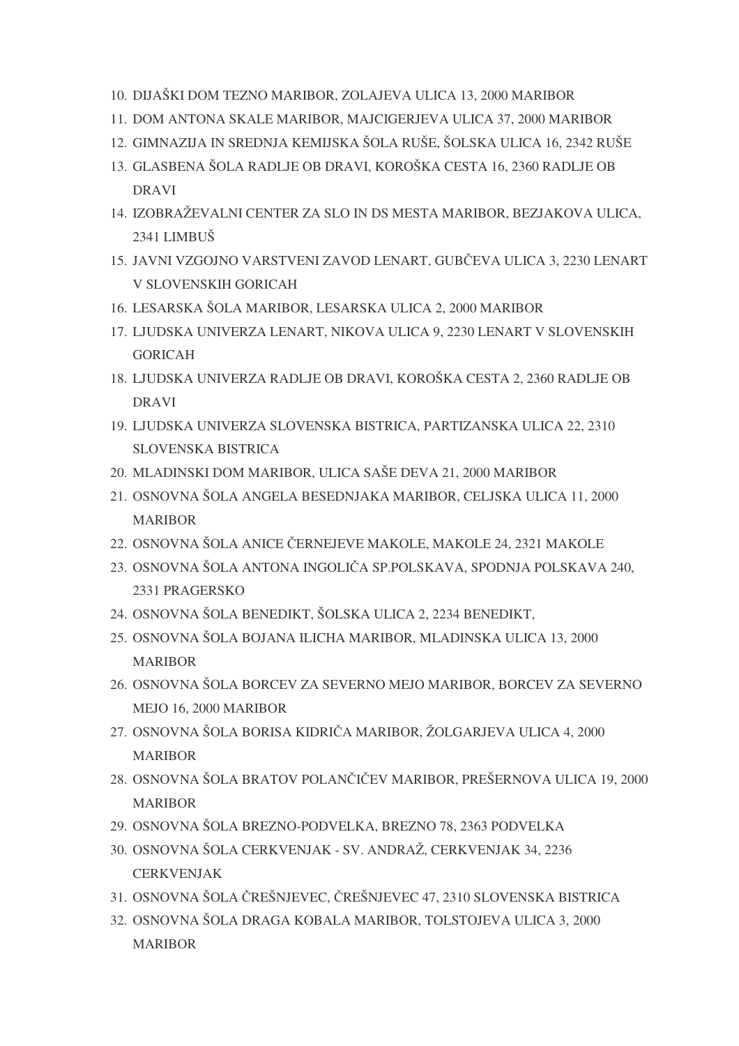10. DIJAŠKI DOM TEZNO MARIBOR, ZOLAJEVA ULICA 13, 2000 MARIBOR
11. DOM ANTONA SKALE MARIBOR, MAJCIGERJEVA ULICA 37, 2000 MARIBOR
12. GIMNAZIJA IN SREDNJA KEMIJSKA ŠOLA RUŠE, ŠOLSKA ULICA 16, 2342 RUŠE
13. GLASBENA ŠOLA RADLJE OB DRAVI, KOROŠKA CESTA 16, 2360 RADLJE OB DRAVI
14. IZOBRAŽEVALNI CENTER ZA SLO IN DS MESTA MARIBOR, BEZJAKOVA ULICA, 2341 LIMBUŠ
15. JAVNI VZGOJNO VARSTVENI ZAVOD LENART, GUBČEVA ULICA 3, 2230 LENART V SLOVENSKIH GORICAH
16. LESARSKA ŠOLA MARIBOR, LESARSKA ULICA 2, 2000 MARIBOR
17. LJUDSKA UNIVERZA LENART, NIKOVA ULICA 9, 2230 LENART V SLOVENSKIH GORICAH
18. LJUDSKA UNIVERZA RADLJE OB DRAVI, KOROŠKA CESTA 2, 2360 RADLJE OB DRAVI
19. LJUDSKA UNIVERZA SLOVENSKA BISTRICA, PARTIZANSKA ULICA 22, 2310 SLOVENSKA BISTRICA
20. MLADINSKI DOM MARIBOR, ULICA SAŠE DEVA 21, 2000 MARIBOR
21. OSNOVNA ŠOLA ANGELA BESEDNJAKA MARIBOR, CELJSKA ULICA 11, 2000 MARIBOR
22. OSNOVNA ŠOLA ANICE ČERNEJEVE MAKOLE, MAKOLE 24, 2321 MAKOLE
23. OSNOVNA ŠOLA ANTONA INGOLIČA SP.POLSKAVA, SPODNJA POLSKAVA 240, 2331 PRAGERSKO
24. OSNOVNA ŠOLA BENEDIKT, ŠOLSKA ULICA 2, 2234 BENEDIKT,
25. OSNOVNA ŠOLA BOJANA ILICHA MARIBOR, MLADINSKA ULICA 13, 2000 MARIBOR
26. OSNOVNA ŠOLA BORCEV ZA SEVERNO MEJO MARIBOR, BORCEV ZA SEVERNO MEJO 16, 2000 MARIBOR
27. OSNOVNA ŠOLA BORISA KIDRIČA MARIBOR, ŽOLGARJEVA ULICA 4, 2000 MARIBOR
28. OSNOVNA ŠOLA BRATOV POLANČIČEV MARIBOR, PREŠERNOVA ULICA 19, 2000 MARIBOR
29. OSNOVNA ŠOLA BREZNO-PODVELKA, BREZNO 78, 2363 PODVELKA
30. OSNOVNA ŠOLA CERKVENJAK - SV. ANDRAŽ, CERKVENJAK 34, 2236 CERKVENJAK
31. OSNOVNA ŠOLA ČREŠNJEVEC, ČREŠNJEVEC 47, 2310 SLOVENSKA BISTRICA
32. OSNOVNA ŠOLA DRAGA KOBALA MARIBOR, TOLSTOJEVA ULICA 3, 2000 MARIBOR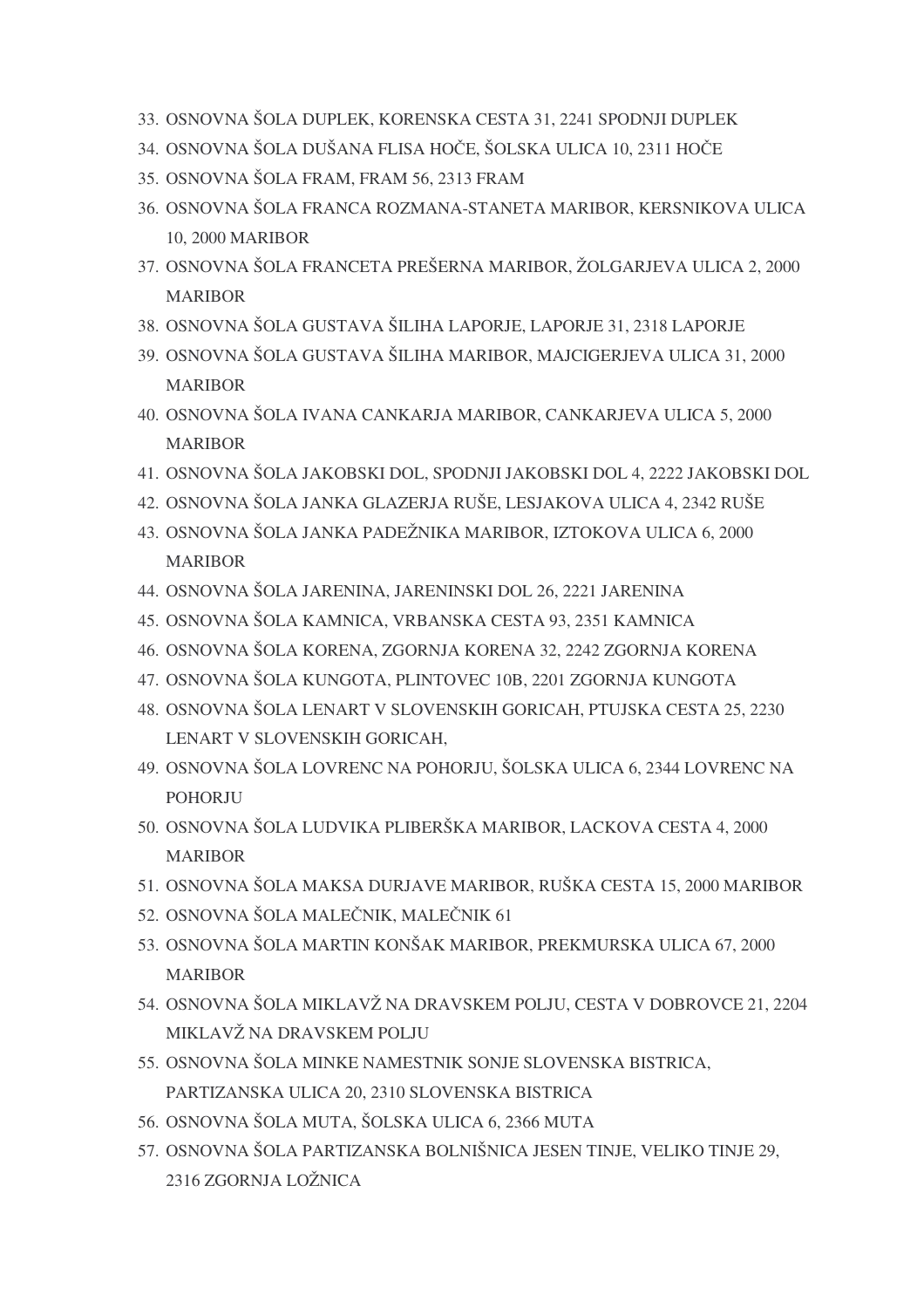33. OSNOVNA ŠOLA DUPLEK, KORENSKA CESTA 31, 2241 SPODNJI DUPLEK
34. OSNOVNA ŠOLA DUŠANA FLISA HOČE, ŠOLSKA ULICA 10, 2311 HOČE
35. OSNOVNA ŠOLA FRAM, FRAM 56, 2313 FRAM
36. OSNOVNA ŠOLA FRANCA ROZMANA-STANETA MARIBOR, KERSNIKOVA ULICA 10, 2000 MARIBOR
37. OSNOVNA ŠOLA FRANCETA PREŠERNA MARIBOR, ŽOLGARJEVA ULICA 2, 2000 MARIBOR
38. OSNOVNA ŠOLA GUSTAVA ŠILIHA LAPORJE, LAPORJE 31, 2318 LAPORJE
39. OSNOVNA ŠOLA GUSTAVA ŠILIHA MARIBOR, MAJCIGERJEVA ULICA 31, 2000 MARIBOR
40. OSNOVNA ŠOLA IVANA CANKARJA MARIBOR, CANKARJEVA ULICA 5, 2000 MARIBOR
41. OSNOVNA ŠOLA JAKOBSKI DOL, SPODNJI JAKOBSKI DOL 4, 2222 JAKOBSKI DOL
42. OSNOVNA ŠOLA JANKA GLAZERJA RUŠE, LESJAKOVA ULICA 4, 2342 RUŠE
43. OSNOVNA ŠOLA JANKA PADEŽNIKA MARIBOR, IZTOKOVA ULICA 6, 2000 MARIBOR
44. OSNOVNA ŠOLA JARENINA, JARENINSKI DOL 26, 2221 JARENINA
45. OSNOVNA ŠOLA KAMNICA, VRBANSKA CESTA 93, 2351 KAMNICA
46. OSNOVNA ŠOLA KORENA, ZGORNJA KORENA 32, 2242 ZGORNJA KORENA
47. OSNOVNA ŠOLA KUNGOTA, PLINTOVEC 10B, 2201 ZGORNJA KUNGOTA
48. OSNOVNA ŠOLA LENART V SLOVENSKIH GORICAH, PTUJSKA CESTA 25, 2230 LENART V SLOVENSKIH GORICAH,
49. OSNOVNA ŠOLA LOVRENC NA POHORJU, ŠOLSKA ULICA 6, 2344 LOVRENC NA POHORJU
50. OSNOVNA ŠOLA LUDVIKA PLIBERŠKA MARIBOR, LACKOVA CESTA 4, 2000 MARIBOR
51. OSNOVNA ŠOLA MAKSA DURJAVE MARIBOR, RUŠKA CESTA 15, 2000 MARIBOR
52. OSNOVNA ŠOLA MALEČNIK, MALEČNIK 61
53. OSNOVNA ŠOLA MARTIN KONŠAK MARIBOR, PREKMURSKA ULICA 67, 2000 MARIBOR
54. OSNOVNA ŠOLA MIKLAVŽ NA DRAVSKEM POLJU, CESTA V DOBROVCE 21, 2204 MIKLAVŽ NA DRAVSKEM POLJU
55. OSNOVNA ŠOLA MINKE NAMESTNIK SONJE SLOVENSKA BISTRICA, PARTIZANSKA ULICA 20, 2310 SLOVENSKA BISTRICA
56. OSNOVNA ŠOLA MUTA, ŠOLSKA ULICA 6, 2366 MUTA
57. OSNOVNA ŠOLA PARTIZANSKA BOLNIŠNICA JESEN TINJE, VELIKO TINJE 29, 2316 ZGORNJA LOŽNICA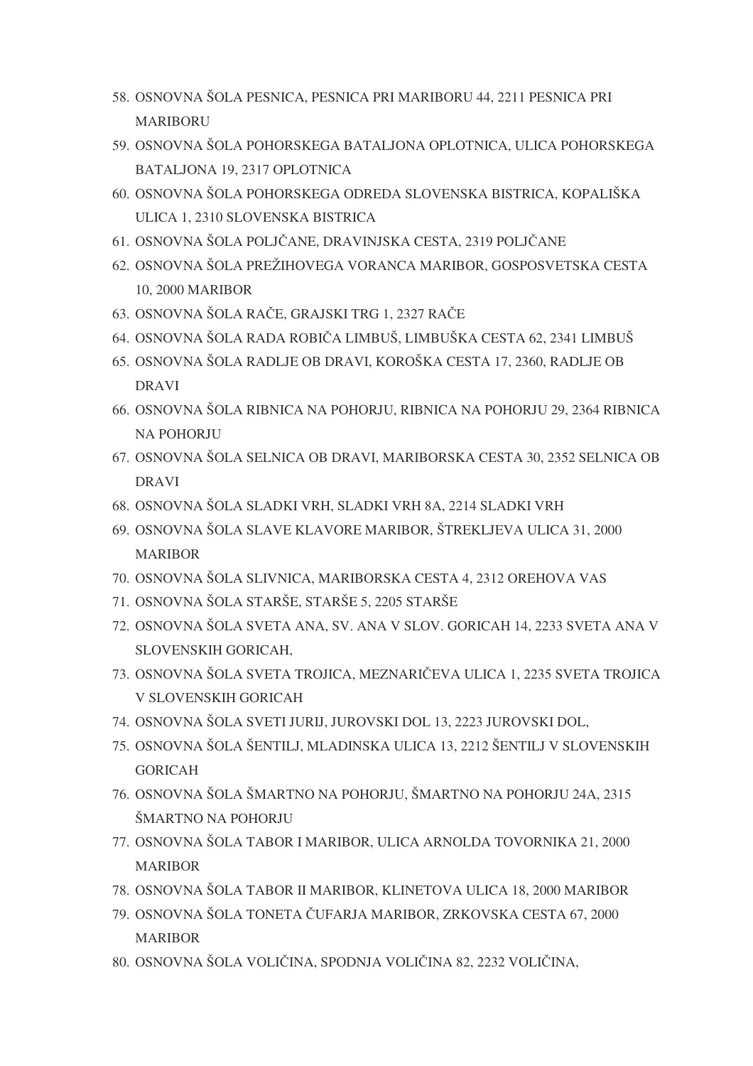58. OSNOVNA ŠOLA PESNICA, PESNICA PRI MARIBORU 44, 2211 PESNICA PRI MARIBORU
59. OSNOVNA ŠOLA POHORSKEGA BATALJONA OPLOTNICA, ULICA POHORSKEGA BATALJONA 19, 2317 OPLOTNICA
60. OSNOVNA ŠOLA POHORSKEGA ODREDA SLOVENSKA BISTRICA, KOPALIŠKA ULICA 1, 2310 SLOVENSKA BISTRICA
61. OSNOVNA ŠOLA POLJČANE, DRAVINJSKA CESTA, 2319 POLJČANE
62. OSNOVNA ŠOLA PREŽIHOVEGA VORANCA MARIBOR, GOSPOSVETSKA CESTA 10, 2000 MARIBOR
63. OSNOVNA ŠOLA RAČE, GRAJSKI TRG 1, 2327 RAČE
64. OSNOVNA ŠOLA RADA ROBIČA LIMBUŠ, LIMBUŠKA CESTA 62, 2341 LIMBUŠ
65. OSNOVNA ŠOLA RADLJE OB DRAVI, KOROŠKA CESTA 17, 2360, RADLJE OB DRAVI
66. OSNOVNA ŠOLA RIBNICA NA POHORJU, RIBNICA NA POHORJU 29, 2364 RIBNICA NA POHORJU
67. OSNOVNA ŠOLA SELNICA OB DRAVI, MARIBORSKA CESTA 30, 2352 SELNICA OB DRAVI
68. OSNOVNA ŠOLA SLADKI VRH, SLADKI VRH 8A, 2214 SLADKI VRH
69. OSNOVNA ŠOLA SLAVE KLAVORE MARIBOR, ŠTREKLJEVA ULICA 31, 2000 MARIBOR
70. OSNOVNA ŠOLA SLIVNICA, MARIBORSKA CESTA 4, 2312 OREHOVA VAS
71. OSNOVNA ŠOLA STARŠE, STARŠE 5, 2205 STARŠE
72. OSNOVNA ŠOLA SVETA ANA, SV. ANA V SLOV. GORICAH 14, 2233 SVETA ANA V SLOVENSKIH GORICAH,
73. OSNOVNA ŠOLA SVETA TROJICA, MEZNARIČEVA ULICA 1, 2235 SVETA TROJICA V SLOVENSKIH GORICAH
74. OSNOVNA ŠOLA SVETI JURIJ, JUROVSKI DOL 13, 2223 JUROVSKI DOL,
75. OSNOVNA ŠOLA ŠENTILJ, MLADINSKA ULICA 13, 2212 ŠENTILJ V SLOVENSKIH GORICAH
76. OSNOVNA ŠOLA ŠMARTNO NA POHORJU, ŠMARTNO NA POHORJU 24A, 2315 ŠMARTNO NA POHORJU
77. OSNOVNA ŠOLA TABOR I MARIBOR, ULICA ARNOLDA TOVORNIKA 21, 2000 MARIBOR
78. OSNOVNA ŠOLA TABOR II MARIBOR, KLINETOVA ULICA 18, 2000 MARIBOR
79. OSNOVNA ŠOLA TONETA ČUFARJA MARIBOR, ZRKOVSKA CESTA 67, 2000 MARIBOR
80. OSNOVNA ŠOLA VOLIČINA, SPODNJA VOLIČINA 82, 2232 VOLIČINA,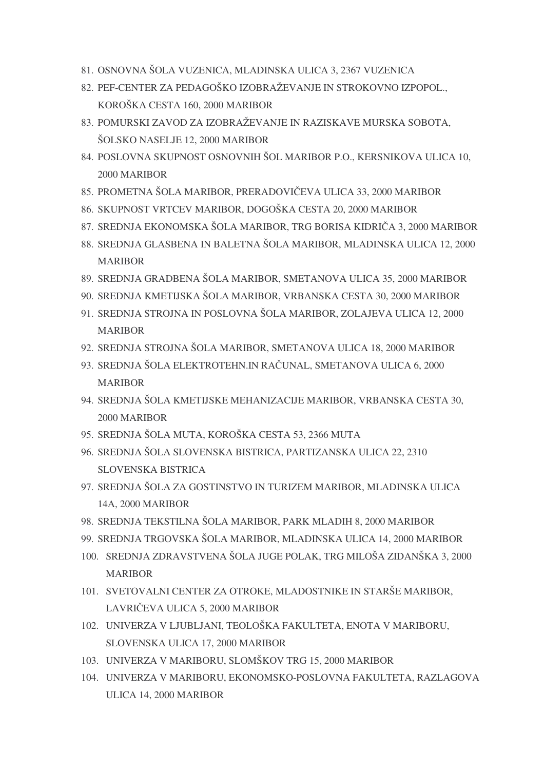81. OSNOVNA ŠOLA VUZENICA, MLADINSKA ULICA 3, 2367 VUZENICA
82. PEF-CENTER ZA PEDAGOŠKO IZOBRAŽEVANJE IN STROKOVNO IZPOPOL., KOROŠKA CESTA 160, 2000 MARIBOR
83. POMURSKI ZAVOD ZA IZOBRAŽEVANJE IN RAZISKAVE MURSKA SOBOTA, ŠOLSKO NASELJE 12, 2000 MARIBOR
84. POSLOVNA SKUPNOST OSNOVNIH ŠOL MARIBOR P.O., KERSNIKOVA ULICA 10, 2000 MARIBOR
85. PROMETNA ŠOLA MARIBOR, PRERADOVIČEVA ULICA 33, 2000 MARIBOR
86. SKUPNOST VRTCEV MARIBOR, DOGOŠKA CESTA 20, 2000 MARIBOR
87. SREDNJA EKONOMSKA ŠOLA MARIBOR, TRG BORISA KIDRIČA 3, 2000 MARIBOR
88. SREDNJA GLASBENA IN BALETNA ŠOLA MARIBOR, MLADINSKA ULICA 12, 2000 MARIBOR
89. SREDNJA GRADBENA ŠOLA MARIBOR, SMETANOVA ULICA 35, 2000 MARIBOR
90. SREDNJA KMETIJSKA ŠOLA MARIBOR, VRBANSKA CESTA 30, 2000 MARIBOR
91. SREDNJA STROJNA IN POSLOVNA ŠOLA MARIBOR, ZOLAJEVA ULICA 12, 2000 MARIBOR
92. SREDNJA STROJNA ŠOLA MARIBOR, SMETANOVA ULICA 18, 2000 MARIBOR
93. SREDNJA ŠOLA ELEKTROTEHN.IN RAČUNAL, SMETANOVA ULICA 6, 2000 MARIBOR
94. SREDNJA ŠOLA KMETIJSKE MEHANIZACIJE MARIBOR, VRBANSKA CESTA 30, 2000 MARIBOR
95. SREDNJA ŠOLA MUTA, KOROŠKA CESTA 53, 2366 MUTA
96. SREDNJA ŠOLA SLOVENSKA BISTRICA, PARTIZANSKA ULICA 22, 2310 SLOVENSKA BISTRICA
97. SREDNJA ŠOLA ZA GOSTINSTVO IN TURIZEM MARIBOR, MLADINSKA ULICA 14A, 2000 MARIBOR
98. SREDNJA TEKSTILNA ŠOLA MARIBOR, PARK MLADIH 8, 2000 MARIBOR
99. SREDNJA TRGOVSKA ŠOLA MARIBOR, MLADINSKA ULICA 14, 2000 MARIBOR
100. SREDNJA ZDRAVSTVENA ŠOLA JUGE POLAK, TRG MILOŠA ZIDANŠKA 3, 2000 MARIBOR
101. SVETOVALNI CENTER ZA OTROKE, MLADOSTNIKE IN STARŠE MARIBOR, LAVRIČEVA ULICA 5, 2000 MARIBOR
102. UNIVERZA V LJUBLJANI, TEOLOŠKA FAKULTETA, ENOTA V MARIBORU, SLOVENSKA ULICA 17, 2000 MARIBOR
103. UNIVERZA V MARIBORU, SLOMŠKOV TRG 15, 2000 MARIBOR
104. UNIVERZA V MARIBORU, EKONOMSKO-POSLOVNA FAKULTETA, RAZLAGOVA ULICA 14, 2000 MARIBOR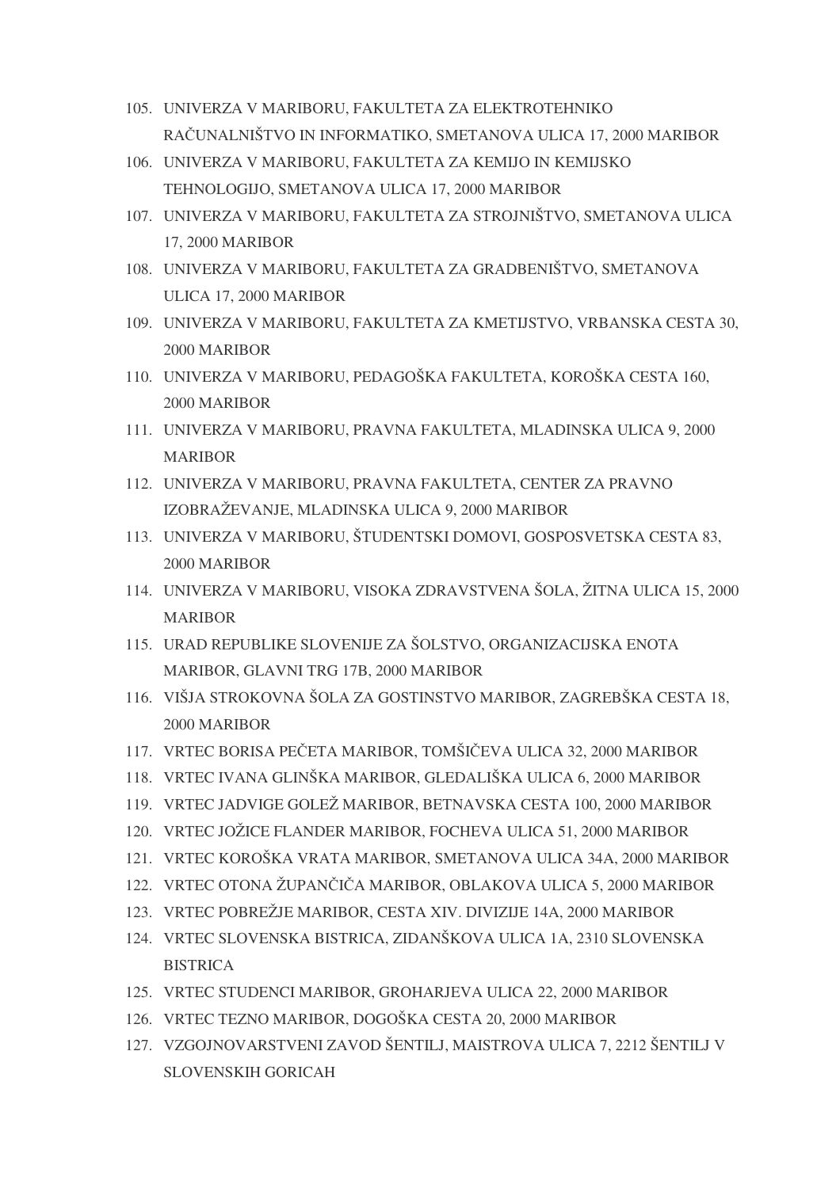105. UNIVERZA V MARIBORU, FAKULTETA ZA ELEKTROTEHNIKO RAČUNALNIŠTVO IN INFORMATIKO, SMETANOVA ULICA 17, 2000 MARIBOR
106. UNIVERZA V MARIBORU, FAKULTETA ZA KEMIJO IN KEMIJSKO TEHNOLOGIJO, SMETANOVA ULICA 17, 2000 MARIBOR
107. UNIVERZA V MARIBORU, FAKULTETA ZA STROJNIŠTVO, SMETANOVA ULICA 17, 2000 MARIBOR
108. UNIVERZA V MARIBORU, FAKULTETA ZA GRADBENIŠTVO, SMETANOVA ULICA 17, 2000 MARIBOR
109. UNIVERZA V MARIBORU, FAKULTETA ZA KMETIJSTVO, VRBANSKA CESTA 30, 2000 MARIBOR
110. UNIVERZA V MARIBORU, PEDAGOŠKA FAKULTETA, KOROŠKA CESTA 160, 2000 MARIBOR
111. UNIVERZA V MARIBORU, PRAVNA FAKULTETA, MLADINSKA ULICA 9, 2000 MARIBOR
112. UNIVERZA V MARIBORU, PRAVNA FAKULTETA, CENTER ZA PRAVNO IZOBRAŽEVANJE, MLADINSKA ULICA 9, 2000 MARIBOR
113. UNIVERZA V MARIBORU, ŠTUDENTSKI DOMOVI, GOSPOSVETSKA CESTA 83, 2000 MARIBOR
114. UNIVERZA V MARIBORU, VISOKA ZDRAVSTVENA ŠOLA, ŽITNA ULICA 15, 2000 MARIBOR
115. URAD REPUBLIKE SLOVENIJE ZA ŠOLSTVO, ORGANIZACIJSKA ENOTA MARIBOR, GLAVNI TRG 17B, 2000 MARIBOR
116. VIŠJA STROKOVNA ŠOLA ZA GOSTINSTVO MARIBOR, ZAGREBŠKA CESTA 18, 2000 MARIBOR
117. VRTEC BORISA PEČETA MARIBOR, TOMŠIČEVA ULICA 32, 2000 MARIBOR
118. VRTEC IVANA GLINŠKA MARIBOR, GLEDALIŠKA ULICA 6, 2000 MARIBOR
119. VRTEC JADVIGE GOLEŽ MARIBOR, BETNAVSKA CESTA 100, 2000 MARIBOR
120. VRTEC JOŽICE FLANDER MARIBOR, FOCHEVA ULICA 51, 2000 MARIBOR
121. VRTEC KOROŠKA VRATA MARIBOR, SMETANOVA ULICA 34A, 2000 MARIBOR
122. VRTEC OTONA ŽUPANČIČA MARIBOR, OBLAKOVA ULICA 5, 2000 MARIBOR
123. VRTEC POBREŽJE MARIBOR, CESTA XIV. DIVIZIJE 14A, 2000 MARIBOR
124. VRTEC SLOVENSKA BISTRICA, ZIDANŠKOVA ULICA 1A, 2310 SLOVENSKA BISTRICA
125. VRTEC STUDENCI MARIBOR, GROHARJEVA ULICA 22, 2000 MARIBOR
126. VRTEC TEZNO MARIBOR, DOGOŠKA CESTA 20, 2000 MARIBOR
127. VZGOJNOVARSTVENI ZAVOD ŠENTILJ, MAISTROVA ULICA 7, 2212 ŠENTILJ V SLOVENSKIH GORICAH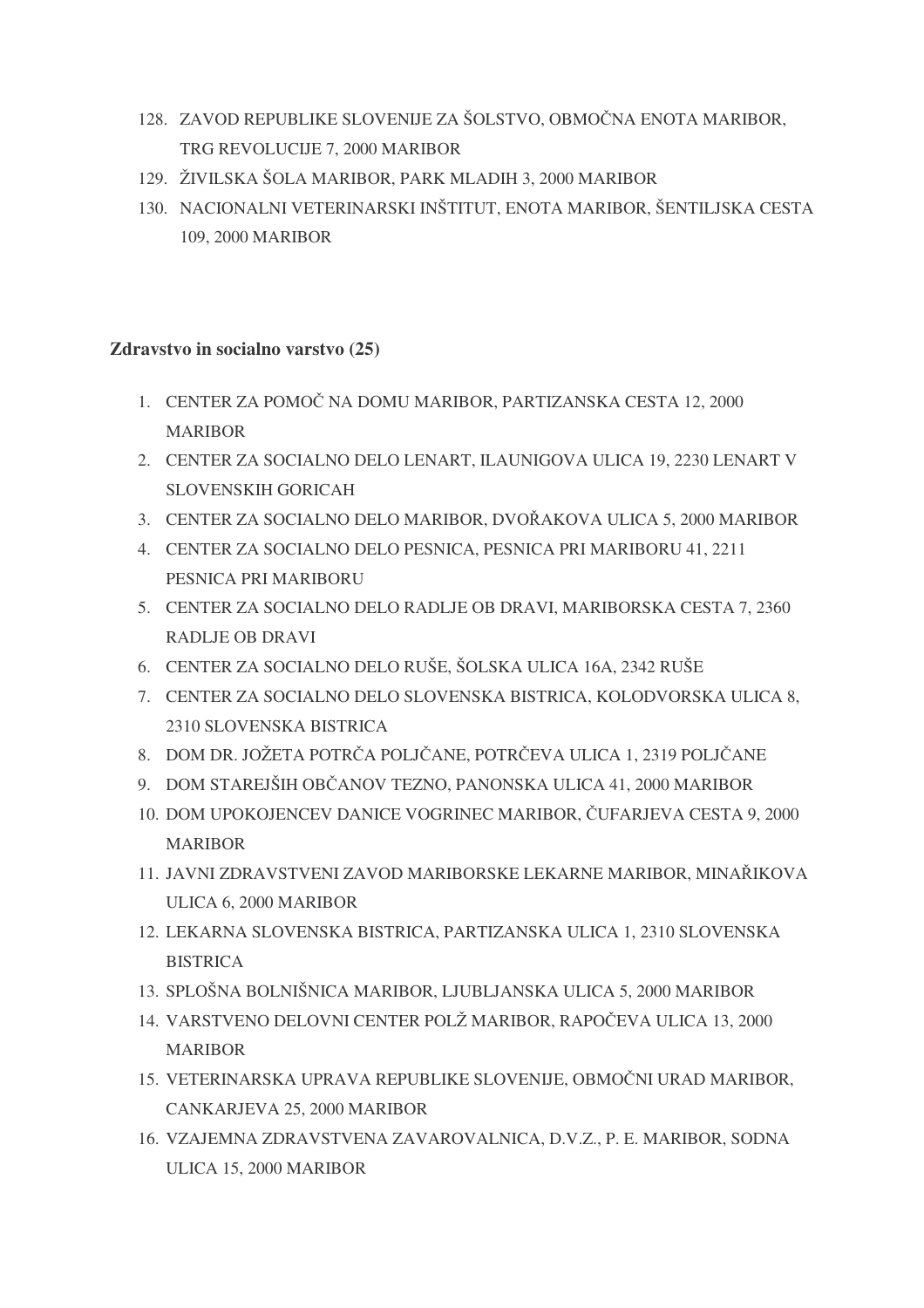128. ZAVOD REPUBLIKE SLOVENIJE ZA ŠOLSTVO, OBMOČNA ENOTA MARIBOR, TRG REVOLUCIJE 7, 2000 MARIBOR
129. ŽIVILSKA ŠOLA MARIBOR, PARK MLADIH 3, 2000 MARIBOR
130. NACIONALNI VETERINARSKI INŠTITUT, ENOTA MARIBOR, ŠENTILJSKA CESTA 109, 2000 MARIBOR

**Zdravstvo in socialno varstvo (25)**

1. CENTER ZA POMOČ NA DOMU MARIBOR, PARTIZANSKA CESTA 12, 2000 MARIBOR
2. CENTER ZA SOCIALNO DELO LENART, ILAUNIGOVA ULICA 19, 2230 LENART V SLOVENSKIH GORICAH
3. CENTER ZA SOCIALNO DELO MARIBOR, DVOŘAKOVA ULICA 5, 2000 MARIBOR
4. CENTER ZA SOCIALNO DELO PESNICA, PESNICA PRI MARIBORU 41, 2211 PESNICA PRI MARIBORU
5. CENTER ZA SOCIALNO DELO RADLJE OB DRAVI, MARIBORSKA CESTA 7, 2360 RADLJE OB DRAVI
6. CENTER ZA SOCIALNO DELO RUŠE, ŠOLSKA ULICA 16A, 2342 RUŠE
7. CENTER ZA SOCIALNO DELO SLOVENSKA BISTRICA, KOLODVORSKA ULICA 8, 2310 SLOVENSKA BISTRICA
8. DOM DR. JOŽETA POTRČA POLJČANE, POTRČEVA ULICA 1, 2319 POLJČANE
9. DOM STAREJŠIH OBČANOV TEZNO, PANONSKA ULICA 41, 2000 MARIBOR
10. DOM UPOKOJENCEV DANICE VOGRINEC MARIBOR, ČUFARJEVA CESTA 9, 2000 MARIBOR
11. JAVNI ZDRAVSTVENI ZAVOD MARIBORSKE LEKARNE MARIBOR, MINAŘIKOVA ULICA 6, 2000 MARIBOR
12. LEKARNA SLOVENSKA BISTRICA, PARTIZANSKA ULICA 1, 2310 SLOVENSKA BISTRICA
13. SPLOŠNA BOLNIŠNICA MARIBOR, LJUBLJANSKA ULICA 5, 2000 MARIBOR
14. VARSTVENO DELOVNI CENTER POLŽ MARIBOR, RAPOČEVA ULICA 13, 2000 MARIBOR
15. VETERINARSKA UPRAVA REPUBLIKE SLOVENIJE, OBMOČNI URAD MARIBOR, CANKARJEVA 25, 2000 MARIBOR
16. VZAJEMNA ZDRAVSTVENA ZAVAROVALNICA, D.V.Z., P. E. MARIBOR, SODNA ULICA 15, 2000 MARIBOR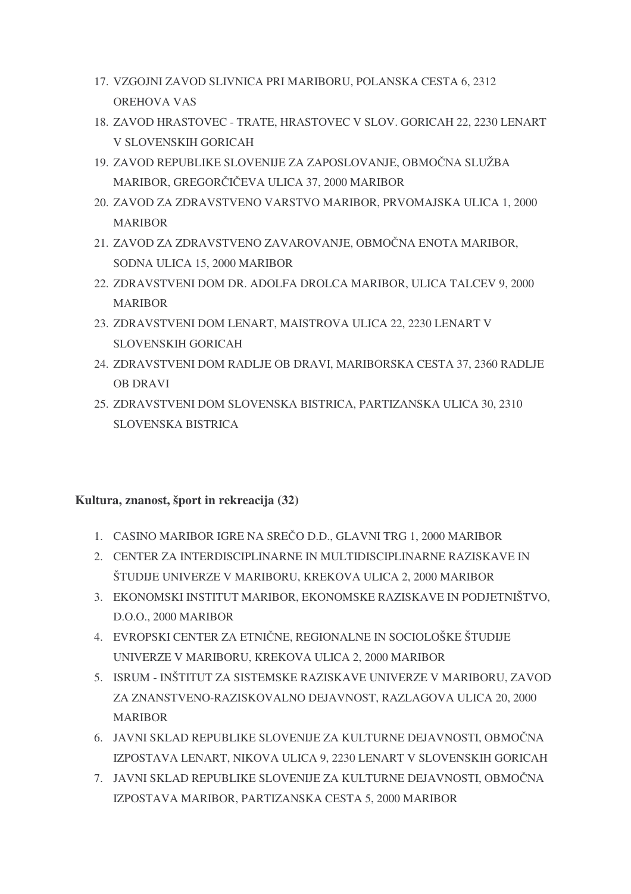17. VZGOJNI ZAVOD SLIVNICA PRI MARIBORU, POLANSKA CESTA 6, 2312 OREHOVA VAS
18. ZAVOD HRASTOVEC - TRATE, HRASTOVEC V SLOV. GORICAH 22, 2230 LENART V SLOVENSKIH GORICAH
19. ZAVOD REPUBLIKE SLOVENIJE ZA ZAPOSLOVANJE, OBMOČNA SLUŽBA MARIBOR, GREGORČIČEVA ULICA 37, 2000 MARIBOR
20. ZAVOD ZA ZDRAVSTVENO VARSTVO MARIBOR, PRVOMAJSKA ULICA 1, 2000 MARIBOR
21. ZAVOD ZA ZDRAVSTVENO ZAVAROVANJE, OBMOČNA ENOTA MARIBOR, SODNA ULICA 15, 2000 MARIBOR
22. ZDRAVSTVENI DOM DR. ADOLFA DROLCA MARIBOR, ULICA TALCEV 9, 2000 MARIBOR
23. ZDRAVSTVENI DOM LENART, MAISTROVA ULICA 22, 2230 LENART V SLOVENSKIH GORICAH
24. ZDRAVSTVENI DOM RADLJE OB DRAVI, MARIBORSKA CESTA 37, 2360 RADLJE OB DRAVI
25. ZDRAVSTVENI DOM SLOVENSKA BISTRICA, PARTIZANSKA ULICA 30, 2310 SLOVENSKA BISTRICA

**Kultura, znanost, šport in rekreacija (32)**

1. CASINO MARIBOR IGRE NA SREČO D.D., GLAVNI TRG 1, 2000 MARIBOR
2. CENTER ZA INTERDISCIPLINARNE IN MULTIDISCIPLINARNE RAZISKAVE IN ŠTUDIJE UNIVERZE V MARIBORU, KREKOVA ULICA 2, 2000 MARIBOR
3. EKONOMSKI INSTITUT MARIBOR, EKONOMSKE RAZISKAVE IN PODJETNIŠTVO, D.O.O., 2000 MARIBOR
4. EVROPSKI CENTER ZA ETNIČNE, REGIONALNE IN SOCIOLOŠKE ŠTUDIJE UNIVERZE V MARIBORU, KREKOVA ULICA 2, 2000 MARIBOR
5. ISRUM - INŠTITUT ZA SISTEMSKE RAZISKAVE UNIVERZE V MARIBORU, ZAVOD ZA ZNANSTVENO-RAZISKOVALNO DEJAVNOST, RAZLAGOVA ULICA 20, 2000 MARIBOR
6. JAVNI SKLAD REPUBLIKE SLOVENIJE ZA KULTURNE DEJAVNOSTI, OBMOČNA IZPOSTAVA LENART, NIKOVA ULICA 9, 2230 LENART V SLOVENSKIH GORICAH
7. JAVNI SKLAD REPUBLIKE SLOVENIJE ZA KULTURNE DEJAVNOSTI, OBMOČNA IZPOSTAVA MARIBOR, PARTIZANSKA CESTA 5, 2000 MARIBOR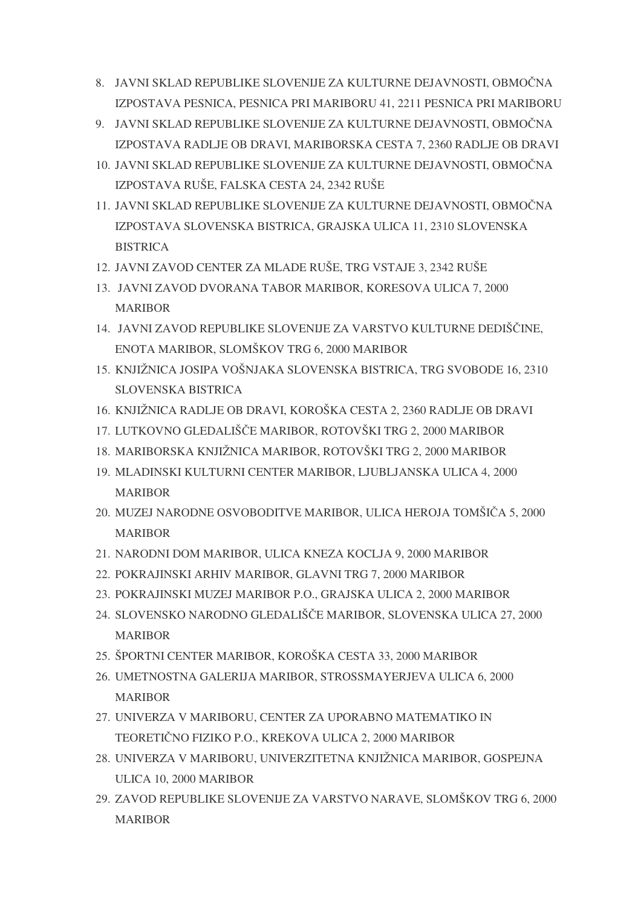8. JAVNI SKLAD REPUBLIKE SLOVENIJE ZA KULTURNE DEJAVNOSTI, OBMOČNA IZPOSTAVA PESNICA, PESNICA PRI MARIBORU 41, 2211 PESNICA PRI MARIBORU
9. JAVNI SKLAD REPUBLIKE SLOVENIJE ZA KULTURNE DEJAVNOSTI, OBMOČNA IZPOSTAVA RADLJE OB DRAVI, MARIBORSKA CESTA 7, 2360 RADLJE OB DRAVI
10. JAVNI SKLAD REPUBLIKE SLOVENIJE ZA KULTURNE DEJAVNOSTI, OBMOČNA IZPOSTAVA RUŠE, FALSKA CESTA 24, 2342 RUŠE
11. JAVNI SKLAD REPUBLIKE SLOVENIJE ZA KULTURNE DEJAVNOSTI, OBMOČNA IZPOSTAVA SLOVENSKA BISTRICA, GRAJSKA ULICA 11, 2310 SLOVENSKA BISTRICA
12. JAVNI ZAVOD CENTER ZA MLADE RUŠE, TRG VSTAJE 3, 2342 RUŠE
13. JAVNI ZAVOD DVORANA TABOR MARIBOR, KORESOVA ULICA 7, 2000 MARIBOR
14. JAVNI ZAVOD REPUBLIKE SLOVENIJE ZA VARSTVO KULTURNE DEDIŠČINE, ENOTA MARIBOR, SLOMŠKOV TRG 6, 2000 MARIBOR
15. KNJIŽNICA JOSIPA VOŠNJAKA SLOVENSKA BISTRICA, TRG SVOBODE 16, 2310 SLOVENSKA BISTRICA
16. KNJIŽNICA RADLJE OB DRAVI, KOROŠKA CESTA 2, 2360 RADLJE OB DRAVI
17. LUTKOVNO GLEDALIŠČE MARIBOR, ROTOVŠKI TRG 2, 2000 MARIBOR
18. MARIBORSKA KNJIŽNICA MARIBOR, ROTOVŠKI TRG 2, 2000 MARIBOR
19. MLADINSKI KULTURNI CENTER MARIBOR, LJUBLJANSKA ULICA 4, 2000 MARIBOR
20. MUZEJ NARODNE OSVOBODITVE MARIBOR, ULICA HEROJA TOMŠIČA 5, 2000 MARIBOR
21. NARODNI DOM MARIBOR, ULICA KNEZA KOCLJA 9, 2000 MARIBOR
22. POKRAJINSKI ARHIV MARIBOR, GLAVNI TRG 7, 2000 MARIBOR
23. POKRAJINSKI MUZEJ MARIBOR P.O., GRAJSKA ULICA 2, 2000 MARIBOR
24. SLOVENSKO NARODNO GLEDALIŠČE MARIBOR, SLOVENSKA ULICA 27, 2000 MARIBOR
25. ŠPORTNI CENTER MARIBOR, KOROŠKA CESTA 33, 2000 MARIBOR
26. UMETNOSTNA GALERIJA MARIBOR, STROSSMAYERJEVA ULICA 6, 2000 MARIBOR
27. UNIVERZA V MARIBORU, CENTER ZA UPORABNO MATEMATIKO IN TEORETIČNO FIZIKO P.O., KREKOVA ULICA 2, 2000 MARIBOR
28. UNIVERZA V MARIBORU, UNIVERZITETNA KNJIŽNICA MARIBOR, GOSPEJNA ULICA 10, 2000 MARIBOR
29. ZAVOD REPUBLIKE SLOVENIJE ZA VARSTVO NARAVE, SLOMŠKOV TRG 6, 2000 MARIBOR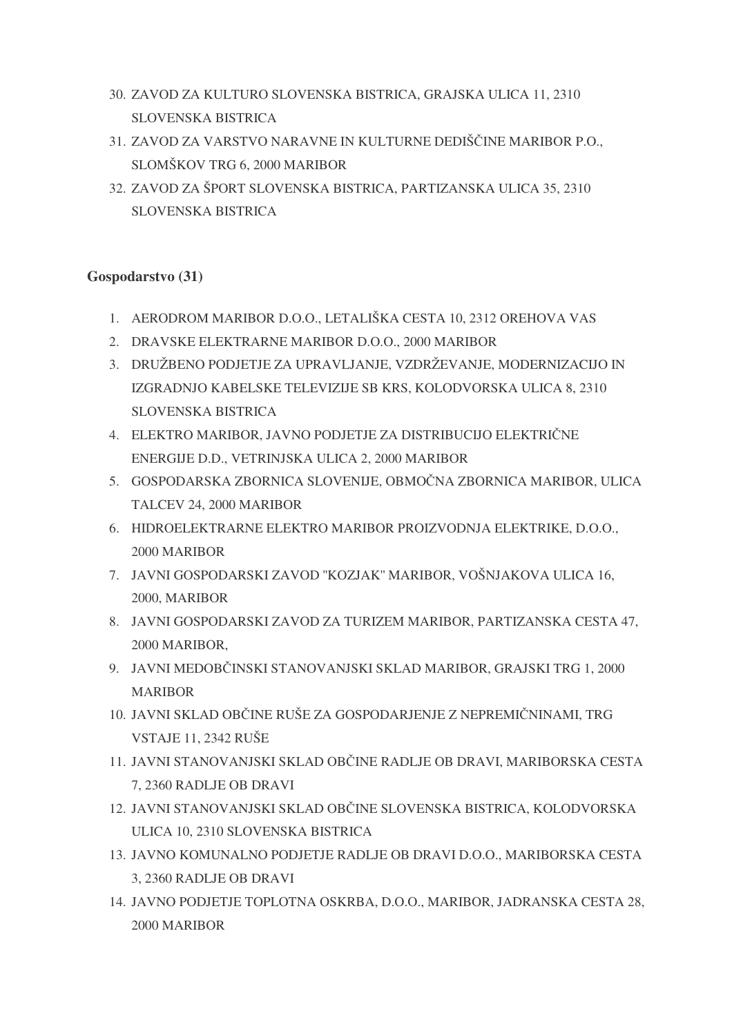30. ZAVOD ZA KULTURO SLOVENSKA BISTRICA, GRAJSKA ULICA 11, 2310 SLOVENSKA BISTRICA
31. ZAVOD ZA VARSTVO NARAVNE IN KULTURNE DEDIŠČINE MARIBOR P.O., SLOMŠKOV TRG 6, 2000 MARIBOR
32. ZAVOD ZA ŠPORT SLOVENSKA BISTRICA, PARTIZANSKA ULICA 35, 2310 SLOVENSKA BISTRICA

**Gospodarstvo (31)**

1. AERODROM MARIBOR D.O.O., LETALIŠKA CESTA 10, 2312 OREHOVA VAS
2. DRAVSKE ELEKTRARNE MARIBOR D.O.O., 2000 MARIBOR
3. DRUŽBENO PODJETJE ZA UPRAVLJANJE, VZDRŽEVANJE, MODERNIZACIJO IN IZGRADNJO KABELSKE TELEVIZIJE SB KRS, KOLODVORSKA ULICA 8, 2310 SLOVENSKA BISTRICA
4. ELEKTRO MARIBOR, JAVNO PODJETJE ZA DISTRIBUCIJO ELEKTRIČNE ENERGIJE D.D., VETRINJSKA ULICA 2, 2000 MARIBOR
5. GOSPODARSKA ZBORNICA SLOVENIJE, OBMOČNA ZBORNICA MARIBOR, ULICA TALCEV 24, 2000 MARIBOR
6. HIDROELEKTRARNE ELEKTRO MARIBOR PROIZVODNJA ELEKTRIKE, D.O.O., 2000 MARIBOR
7. JAVNI GOSPODARSKI ZAVOD "KOZJAK" MARIBOR, VOŠNJAKOVA ULICA 16, 2000, MARIBOR
8. JAVNI GOSPODARSKI ZAVOD ZA TURIZEM MARIBOR, PARTIZANSKA CESTA 47, 2000 MARIBOR,
9. JAVNI MEDOBČINSKI STANOVANJSKI SKLAD MARIBOR, GRAJSKI TRG 1, 2000 MARIBOR
10. JAVNI SKLAD OBČINE RUŠE ZA GOSPODARJENJE Z NEPREMIČNINAMI, TRG VSTAJE 11, 2342 RUŠE
11. JAVNI STANOVANJSKI SKLAD OBČINE RADLJE OB DRAVI, MARIBORSKA CESTA 7, 2360 RADLJE OB DRAVI
12. JAVNI STANOVANJSKI SKLAD OBČINE SLOVENSKA BISTRICA, KOLODVORSKA ULICA 10, 2310 SLOVENSKA BISTRICA
13. JAVNO KOMUNALNO PODJETJE RADLJE OB DRAVI D.O.O., MARIBORSKA CESTA 3, 2360 RADLJE OB DRAVI
14. JAVNO PODJETJE TOPLOTNA OSKRBA, D.O.O., MARIBOR, JADRANSKA CESTA 28, 2000 MARIBOR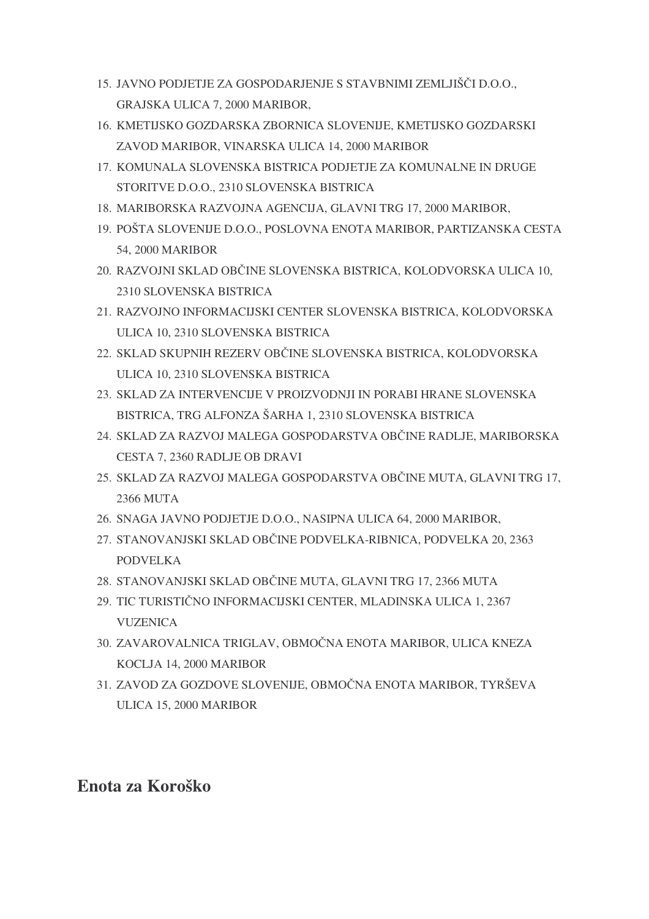15. JAVNO PODJETJE ZA GOSPODARJENJE S STAVBNIMI ZEMLJIŠČI D.O.O., GRAJSKA ULICA 7, 2000 MARIBOR,
16. KMETIJSKO GOZDARSKA ZBORNICA SLOVENIJE, KMETIJSKO GOZDARSKI ZAVOD MARIBOR, VINARSKA ULICA 14, 2000 MARIBOR
17. KOMUNALA SLOVENSKA BISTRICA PODJETJE ZA KOMUNALNE IN DRUGE STORITVE D.O.O., 2310 SLOVENSKA BISTRICA
18. MARIBORSKA RAZVOJNA AGENCIJA, GLAVNI TRG 17, 2000 MARIBOR,
19. POŠTA SLOVENIJE D.O.O., POSLOVNA ENOTA MARIBOR, PARTIZANSKA CESTA 54, 2000 MARIBOR
20. RAZVOJNI SKLAD OBČINE SLOVENSKA BISTRICA, KOLODVORSKA ULICA 10, 2310 SLOVENSKA BISTRICA
21. RAZVOJNO INFORMACIJSKI CENTER SLOVENSKA BISTRICA, KOLODVORSKA ULICA 10, 2310 SLOVENSKA BISTRICA
22. SKLAD SKUPNIH REZERV OBČINE SLOVENSKA BISTRICA, KOLODVORSKA ULICA 10, 2310 SLOVENSKA BISTRICA
23. SKLAD ZA INTERVENCIJE V PROIZVODNJI IN PORABI HRANE SLOVENSKA BISTRICA, TRG ALFONZA ŠARHA 1, 2310 SLOVENSKA BISTRICA
24. SKLAD ZA RAZVOJ MALEGA GOSPODARSTVA OBČINE RADLJE, MARIBORSKA CESTA 7, 2360 RADLJE OB DRAVI
25. SKLAD ZA RAZVOJ MALEGA GOSPODARSTVA OBČINE MUTA, GLAVNI TRG 17, 2366 MUTA
26. SNAGA JAVNO PODJETJE D.O.O., NASIPNA ULICA 64, 2000 MARIBOR,
27. STANOVANJSKI SKLAD OBČINE PODVELKA-RIBNICA, PODVELKA 20, 2363 PODVELKA
28. STANOVANJSKI SKLAD OBČINE MUTA, GLAVNI TRG 17, 2366 MUTA
29. TIC TURISTIČNO INFORMACIJSKI CENTER, MLADINSKA ULICA 1, 2367 VUZENICA
30. ZAVAROVALNICA TRIGLAV, OBMOČNA ENOTA MARIBOR, ULICA KNEZA KOCLJA 14, 2000 MARIBOR
31. ZAVOD ZA GOZDOVE SLOVENIJE, OBMOČNA ENOTA MARIBOR, TYRŠEVA ULICA 15, 2000 MARIBOR

## Enota za Koroško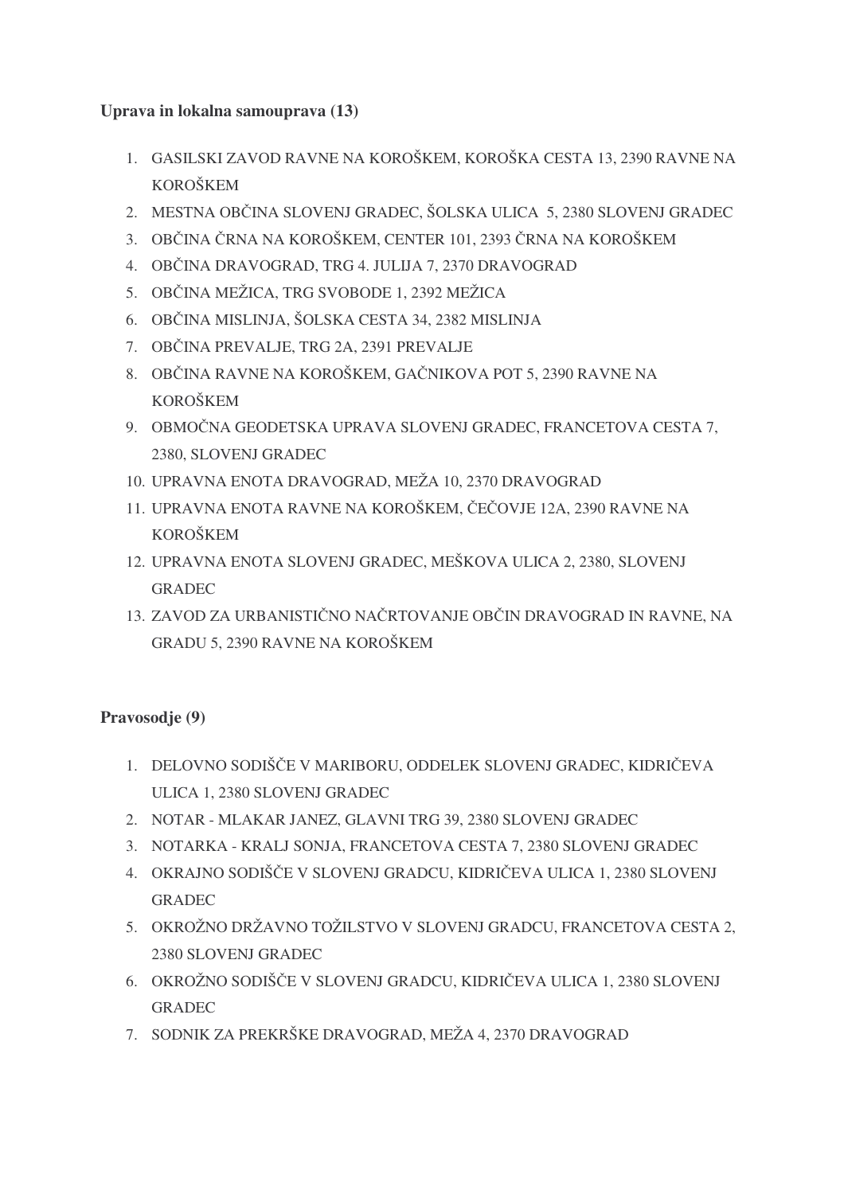**Uprava in lokalna samouprava (13)**

1. GASILSKI ZAVOD RAVNE NA KOROŠKEM, KOROŠKA CESTA 13, 2390 RAVNE NA KOROŠKEM
2. MESTNA OBČINA SLOVENJ GRADEC, ŠOLSKA ULICA 5, 2380 SLOVENJ GRADEC
3. OBČINA ČRNA NA KOROŠKEM, CENTER 101, 2393 ČRNA NA KOROŠKEM
4. OBČINA DRAVOGRAD, TRG 4. JULIJA 7, 2370 DRAVOGRAD
5. OBČINA MEŽICA, TRG SVOBODE 1, 2392 MEŽICA
6. OBČINA MISLINJA, ŠOLSKA CESTA 34, 2382 MISLINJA
7. OBČINA PREVALJE, TRG 2A, 2391 PREVALJE
8. OBČINA RAVNE NA KOROŠKEM, GAČNIKOVA POT 5, 2390 RAVNE NA KOROŠKEM
9. OBMOČNA GEODETSKA UPRAVA SLOVENJ GRADEC, FRANCETOVA CESTA 7, 2380, SLOVENJ GRADEC
10. UPRAVNA ENOTA DRAVOGRAD, MEŽA 10, 2370 DRAVOGRAD
11. UPRAVNA ENOTA RAVNE NA KOROŠKEM, ČEČOVJE 12A, 2390 RAVNE NA KOROŠKEM
12. UPRAVNA ENOTA SLOVENJ GRADEC, MEŠKOVA ULICA 2, 2380, SLOVENJ GRADEC
13. ZAVOD ZA URBANISTIČNO NAČRTOVANJE OBČIN DRAVOGRAD IN RAVNE, NA GRADU 5, 2390 RAVNE NA KOROŠKEM

**Pravosodje (9)**

1. DELOVNO SODIŠČE V MARIBORU, ODDELEK SLOVENJ GRADEC, KIDRIČEVA ULICA 1, 2380 SLOVENJ GRADEC
2. NOTAR - MLAKAR JANEZ, GLAVNI TRG 39, 2380 SLOVENJ GRADEC
3. NOTARKA - KRALJ SONJA, FRANCETOVA CESTA 7, 2380 SLOVENJ GRADEC
4. OKRAJNO SODIŠČE V SLOVENJ GRADCU, KIDRIČEVA ULICA 1, 2380 SLOVENJ GRADEC
5. OKROŽNO DRŽAVNO TOŽILSTVO V SLOVENJ GRADCU, FRANCETOVA CESTA 2, 2380 SLOVENJ GRADEC
6. OKROŽNO SODIŠČE V SLOVENJ GRADCU, KIDRIČEVA ULICA 1, 2380 SLOVENJ GRADEC
7. SODNIK ZA PREKRŠKE DRAVOGRAD, MEŽA 4, 2370 DRAVOGRAD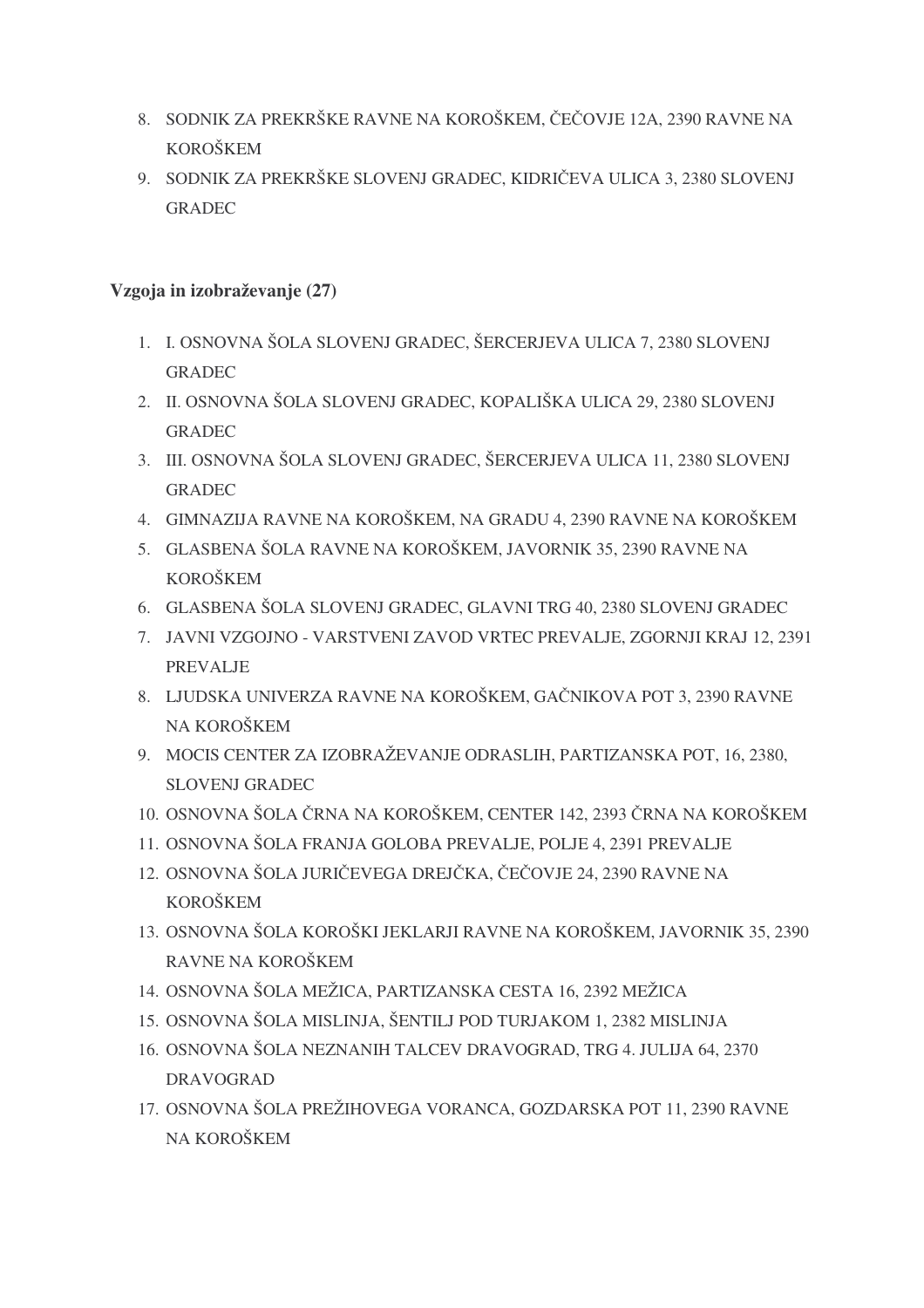8. SODNIK ZA PREKRŠKE RAVNE NA KOROŠKEM, ČEČOVJE 12A, 2390 RAVNE NA KOROŠKEM
9. SODNIK ZA PREKRŠKE SLOVENJ GRADEC, KIDRIČEVA ULICA 3, 2380 SLOVENJ GRADEC

**Vzgoja in izobraževanje (27)**

1. I. OSNOVNA ŠOLA SLOVENJ GRADEC, ŠERCERJEVA ULICA 7, 2380 SLOVENJ GRADEC
2. II. OSNOVNA ŠOLA SLOVENJ GRADEC, KOPALIŠKA ULICA 29, 2380 SLOVENJ GRADEC
3. III. OSNOVNA ŠOLA SLOVENJ GRADEC, ŠERCERJEVA ULICA 11, 2380 SLOVENJ GRADEC
4. GIMNAZIJA RAVNE NA KOROŠKEM, NA GRADU 4, 2390 RAVNE NA KOROŠKEM
5. GLASBENA ŠOLA RAVNE NA KOROŠKEM, JAVORNIK 35, 2390 RAVNE NA KOROŠKEM
6. GLASBENA ŠOLA SLOVENJ GRADEC, GLAVNI TRG 40, 2380 SLOVENJ GRADEC
7. JAVNI VZGOJNO - VARSTVENI ZAVOD VRTEC PREVALJE, ZGORNJI KRAJ 12, 2391 PREVALJE
8. LJUDSKA UNIVERZA RAVNE NA KOROŠKEM, GAČNIKOVA POT 3, 2390 RAVNE NA KOROŠKEM
9. MOCIS CENTER ZA IZOBRAŽEVANJE ODRASLIH, PARTIZANSKA POT, 16, 2380, SLOVENJ GRADEC
10. OSNOVNA ŠOLA ČRNA NA KOROŠKEM, CENTER 142, 2393 ČRNA NA KOROŠKEM
11. OSNOVNA ŠOLA FRANJA GOLOBA PREVALJE, POLJE 4, 2391 PREVALJE
12. OSNOVNA ŠOLA JURIČEVEGA DREJČKA, ČEČOVJE 24, 2390 RAVNE NA KOROŠKEM
13. OSNOVNA ŠOLA KOROŠKI JEKLARJI RAVNE NA KOROŠKEM, JAVORNIK 35, 2390 RAVNE NA KOROŠKEM
14. OSNOVNA ŠOLA MEŽICA, PARTIZANSKA CESTA 16, 2392 MEŽICA
15. OSNOVNA ŠOLA MISLINJA, ŠENTILJ POD TURJAKOM 1, 2382 MISLINJA
16. OSNOVNA ŠOLA NEZNANIH TALCEV DRAVOGRAD, TRG 4. JULIJA 64, 2370 DRAVOGRAD
17. OSNOVNA ŠOLA PREŽIHOVEGA VORANCA, GOZDARSKA POT 11, 2390 RAVNE NA KOROŠKEM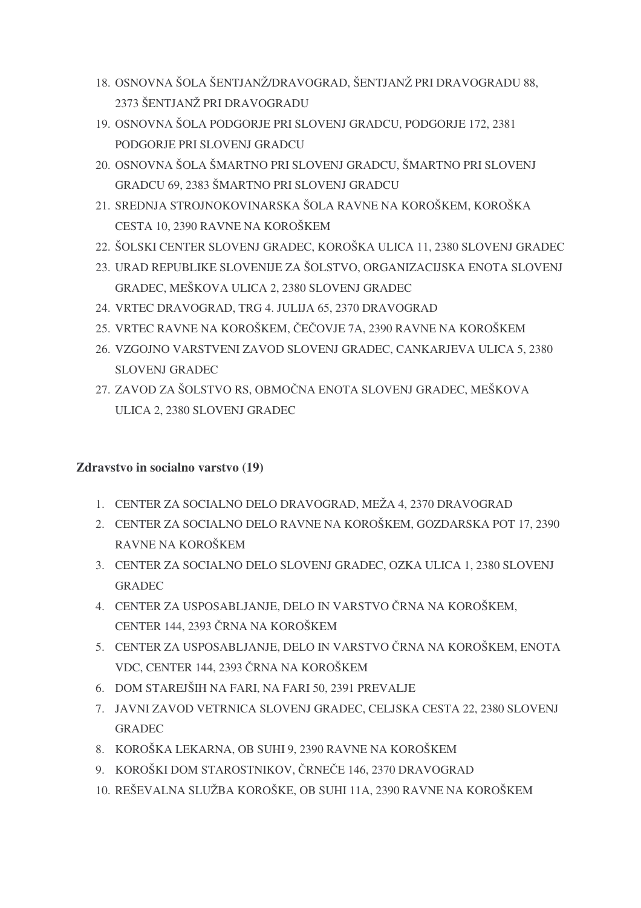18. OSNOVNA ŠOLA ŠENTJANŽ/DRAVOGRAD, ŠENTJANŽ PRI DRAVOGRADU 88, 2373 ŠENTJANŽ PRI DRAVOGRADU
19. OSNOVNA ŠOLA PODGORJE PRI SLOVENJ GRADCU, PODGORJE 172, 2381 PODGORJE PRI SLOVENJ GRADCU
20. OSNOVNA ŠOLA ŠMARTNO PRI SLOVENJ GRADCU, ŠMARTNO PRI SLOVENJ GRADCU 69, 2383 ŠMARTNO PRI SLOVENJ GRADCU
21. SREDNJA STROJNOKOVINARSKA ŠOLA RAVNE NA KOROŠKEM, KOROŠKA CESTA 10, 2390 RAVNE NA KOROŠKEM
22. ŠOLSKI CENTER SLOVENJ GRADEC, KOROŠKA ULICA 11, 2380 SLOVENJ GRADEC
23. URAD REPUBLIKE SLOVENIJE ZA ŠOLSTVO, ORGANIZACIJSKA ENOTA SLOVENJ GRADEC, MEŠKOVA ULICA 2, 2380 SLOVENJ GRADEC
24. VRTEC DRAVOGRAD, TRG 4. JULIJA 65, 2370 DRAVOGRAD
25. VRTEC RAVNE NA KOROŠKEM, ČEČOVJE 7A, 2390 RAVNE NA KOROŠKEM
26. VZGOJNO VARSTVENI ZAVOD SLOVENJ GRADEC, CANKARJEVA ULICA 5, 2380 SLOVENJ GRADEC
27. ZAVOD ZA ŠOLSTVO RS, OBMOČNA ENOTA SLOVENJ GRADEC, MEŠKOVA ULICA 2, 2380 SLOVENJ GRADEC

**Zdravstvo in socialno varstvo (19)**

1. CENTER ZA SOCIALNO DELO DRAVOGRAD, MEŽA 4, 2370 DRAVOGRAD
2. CENTER ZA SOCIALNO DELO RAVNE NA KOROŠKEM, GOZDARSKA POT 17, 2390 RAVNE NA KOROŠKEM
3. CENTER ZA SOCIALNO DELO SLOVENJ GRADEC, OZKA ULICA 1, 2380 SLOVENJ GRADEC
4. CENTER ZA USPOSABLJANJE, DELO IN VARSTVO ČRNA NA KOROŠKEM, CENTER 144, 2393 ČRNA NA KOROŠKEM
5. CENTER ZA USPOSABLJANJE, DELO IN VARSTVO ČRNA NA KOROŠKEM, ENOTA VDC, CENTER 144, 2393 ČRNA NA KOROŠKEM
6. DOM STAREJŠIH NA FARI, NA FARI 50, 2391 PREVALJE
7. JAVNI ZAVOD VETRNICA SLOVENJ GRADEC, CELJSKA CESTA 22, 2380 SLOVENJ GRADEC
8. KOROŠKA LEKARNA, OB SUHI 9, 2390 RAVNE NA KOROŠKEM
9. KOROŠKI DOM STAROSTNIKOV, ČRNEČE 146, 2370 DRAVOGRAD
10. REŠEVALNA SLUŽBA KOROŠKE, OB SUHI 11A, 2390 RAVNE NA KOROŠKEM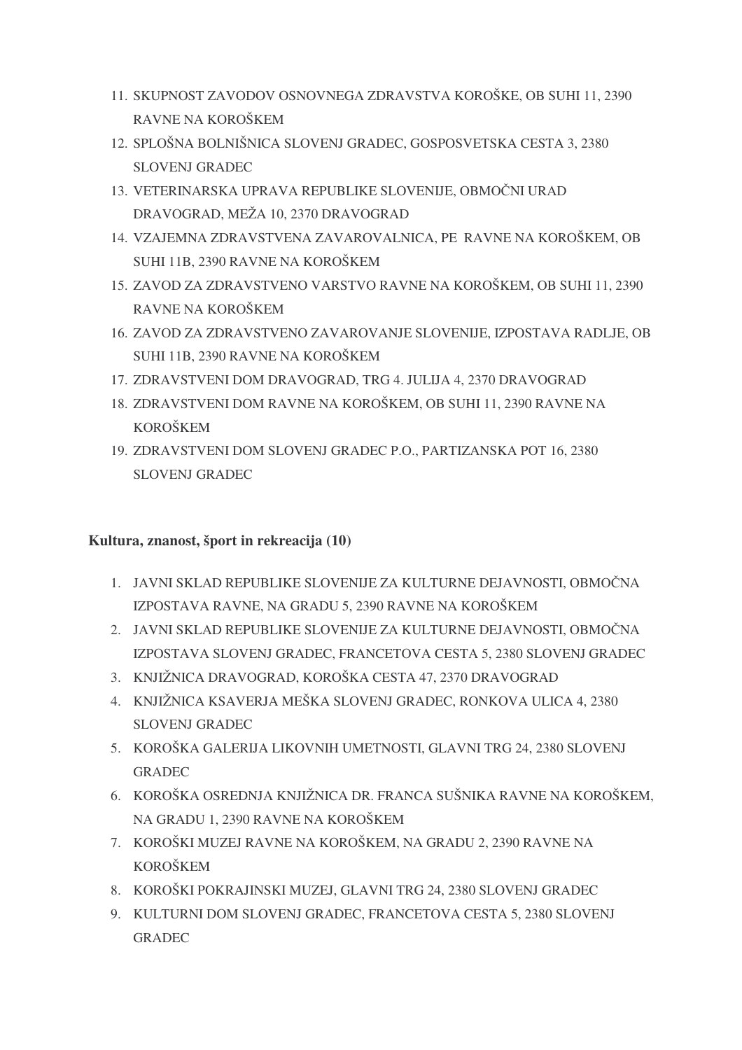11. SKUPNOST ZAVODOV OSNOVNEGA ZDRAVSTVA KOROŠKE, OB SUHI 11, 2390 RAVNE NA KOROŠKEM
12. SPLOŠNA BOLNIŠNICA SLOVENJ GRADEC, GOSPOSVETSKA CESTA 3, 2380 SLOVENJ GRADEC
13. VETERINARSKA UPRAVA REPUBLIKE SLOVENIJE, OBMOČNI URAD DRAVOGRAD, MEŽA 10, 2370 DRAVOGRAD
14. VZAJEMNA ZDRAVSTVENA ZAVAROVALNICA, PE RAVNE NA KOROŠKEM, OB SUHI 11B, 2390 RAVNE NA KOROŠKEM
15. ZAVOD ZA ZDRAVSTVENO VARSTVO RAVNE NA KOROŠKEM, OB SUHI 11, 2390 RAVNE NA KOROŠKEM
16. ZAVOD ZA ZDRAVSTVENO ZAVAROVANJE SLOVENIJE, IZPOSTAVA RADLJE, OB SUHI 11B, 2390 RAVNE NA KOROŠKEM
17. ZDRAVSTVENI DOM DRAVOGRAD, TRG 4. JULIJA 4, 2370 DRAVOGRAD
18. ZDRAVSTVENI DOM RAVNE NA KOROŠKEM, OB SUHI 11, 2390 RAVNE NA KOROŠKEM
19. ZDRAVSTVENI DOM SLOVENJ GRADEC P.O., PARTIZANSKA POT 16, 2380 SLOVENJ GRADEC

**Kultura, znanost, šport in rekreacija (10)**

1. JAVNI SKLAD REPUBLIKE SLOVENIJE ZA KULTURNE DEJAVNOSTI, OBMOČNA IZPOSTAVA RAVNE, NA GRADU 5, 2390 RAVNE NA KOROŠKEM
2. JAVNI SKLAD REPUBLIKE SLOVENIJE ZA KULTURNE DEJAVNOSTI, OBMOČNA IZPOSTAVA SLOVENJ GRADEC, FRANCETOVA CESTA 5, 2380 SLOVENJ GRADEC
3. KNJIŽNICA DRAVOGRAD, KOROŠKA CESTA 47, 2370 DRAVOGRAD
4. KNJIŽNICA KSAVERJA MEŠKA SLOVENJ GRADEC, RONKOVA ULICA 4, 2380 SLOVENJ GRADEC
5. KOROŠKA GALERIJA LIKOVNIH UMETNOSTI, GLAVNI TRG 24, 2380 SLOVENJ GRADEC
6. KOROŠKA OSREDNJA KNJIŽNICA DR. FRANCA SUŠNIKA RAVNE NA KOROŠKEM, NA GRADU 1, 2390 RAVNE NA KOROŠKEM
7. KOROŠKI MUZEJ RAVNE NA KOROŠKEM, NA GRADU 2, 2390 RAVNE NA KOROŠKEM
8. KOROŠKI POKRAJINSKI MUZEJ, GLAVNI TRG 24, 2380 SLOVENJ GRADEC
9. KULTURNI DOM SLOVENJ GRADEC, FRANCETOVA CESTA 5, 2380 SLOVENJ GRADEC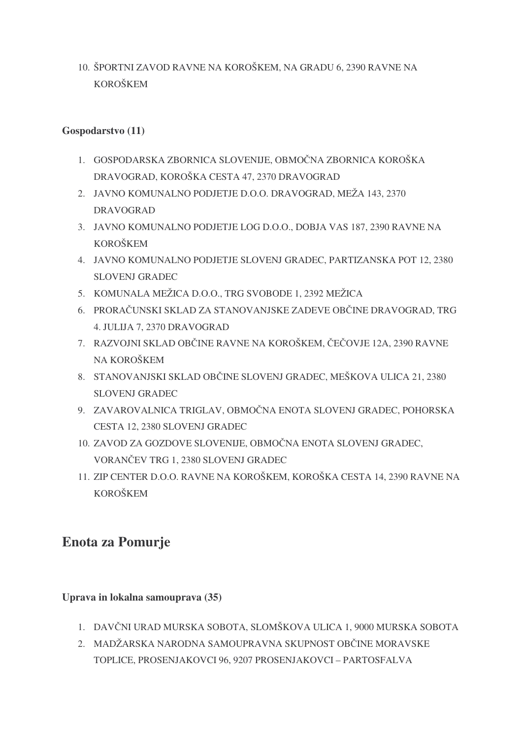10. ŠPORTNI ZAVOD RAVNE NA KOROŠKEM, NA GRADU 6, 2390 RAVNE NA KOROŠKEM

**Gospodarstvo (11)**

1. GOSPODARSKA ZBORNICA SLOVENIJE, OBMOČNA ZBORNICA KOROŠKA DRAVOGRAD, KOROŠKA CESTA 47, 2370 DRAVOGRAD
2. JAVNO KOMUNALNO PODJETJE D.O.O. DRAVOGRAD, MEŽA 143, 2370 DRAVOGRAD
3. JAVNO KOMUNALNO PODJETJE LOG D.O.O., DOBJA VAS 187, 2390 RAVNE NA KOROŠKEM
4. JAVNO KOMUNALNO PODJETJE SLOVENJ GRADEC, PARTIZANSKA POT 12, 2380 SLOVENJ GRADEC
5. KOMUNALA MEŽICA D.O.O., TRG SVOBODE 1, 2392 MEŽICA
6. PRORAČUNSKI SKLAD ZA STANOVANJSKE ZADEVE OBČINE DRAVOGRAD, TRG 4. JULIJA 7, 2370 DRAVOGRAD
7. RAZVOJNI SKLAD OBČINE RAVNE NA KOROŠKEM, ČEČOVJE 12A, 2390 RAVNE NA KOROŠKEM
8. STANOVANJSKI SKLAD OBČINE SLOVENJ GRADEC, MEŠKOVA ULICA 21, 2380 SLOVENJ GRADEC
9. ZAVAROVALNICA TRIGLAV, OBMOČNA ENOTA SLOVENJ GRADEC, POHORSKA CESTA 12, 2380 SLOVENJ GRADEC
10. ZAVOD ZA GOZDOVE SLOVENIJE, OBMOČNA ENOTA SLOVENJ GRADEC, VORANČEV TRG 1, 2380 SLOVENJ GRADEC
11. ZIP CENTER D.O.O. RAVNE NA KOROŠKEM, KOROŠKA CESTA 14, 2390 RAVNE NA KOROŠKEM

## Enota za Pomurje

**Uprava in lokalna samouprava (35)**

1. DAVČNI URAD MURSKA SOBOTA, SLOMŠKOVA ULICA 1, 9000 MURSKA SOBOTA
2. MADŽARSKA NARODNA SAMOUPRAVNA SKUPNOST OBČINE MORAVSKE TOPLICE, PROSENJAKOVCI 96, 9207 PROSENJAKOVCI – PARTOSFALVA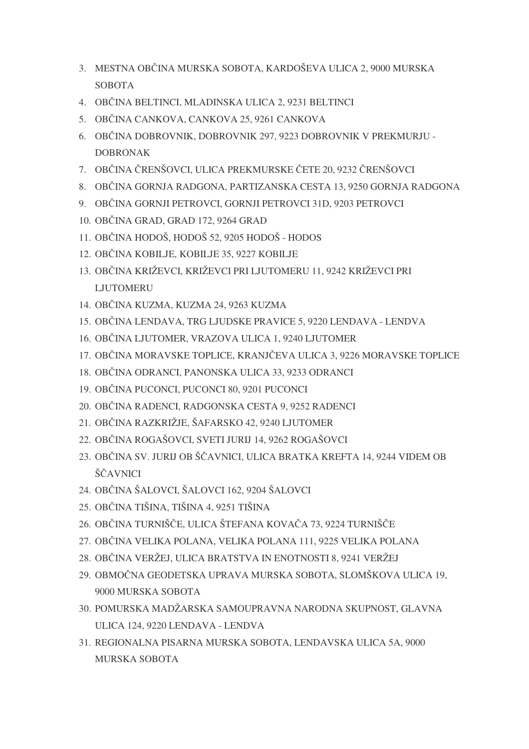3. MESTNA OBČINA MURSKA SOBOTA, KARDOŠEVA ULICA 2, 9000 MURSKA SOBOTA
4. OBČINA BELTINCI, MLADINSKA ULICA 2, 9231 BELTINCI
5. OBČINA CANKOVA, CANKOVA 25, 9261 CANKOVA
6. OBČINA DOBROVNIK, DOBROVNIK 297, 9223 DOBROVNIK V PREKMURJU - DOBRONAK
7. OBČINA ČRENŠOVCI, ULICA PREKMURSKE ČETE 20, 9232 ČRENŠOVCI
8. OBČINA GORNJA RADGONA, PARTIZANSKA CESTA 13, 9250 GORNJA RADGONA
9. OBČINA GORNJI PETROVCI, GORNJI PETROVCI 31D, 9203 PETROVCI
10. OBČINA GRAD, GRAD 172, 9264 GRAD
11. OBČINA HODOŠ, HODOŠ 52, 9205 HODOŠ - HODOS
12. OBČINA KOBILJE, KOBILJE 35, 9227 KOBILJE
13. OBČINA KRIŽEVCI, KRIŽEVCI PRI LJUTOMERU 11, 9242 KRIŽEVCI PRI LJUTOMERU
14. OBČINA KUZMA, KUZMA 24, 9263 KUZMA
15. OBČINA LENDAVA, TRG LJUDSKE PRAVICE 5, 9220 LENDAVA - LENDVA
16. OBČINA LJUTOMER, VRAZOVA ULICA 1, 9240 LJUTOMER
17. OBČINA MORAVSKE TOPLICE, KRANJČEVA ULICA 3, 9226 MORAVSKE TOPLICE
18. OBČINA ODRANCI, PANONSKA ULICA 33, 9233 ODRANCI
19. OBČINA PUCONCI, PUCONCI 80, 9201 PUCONCI
20. OBČINA RADENCI, RADGONSKA CESTA 9, 9252 RADENCI
21. OBČINA RAZKRIŽJE, ŠAFARSKO 42, 9240 LJUTOMER
22. OBČINA ROGAŠOVCI, SVETI JURIJ 14, 9262 ROGAŠOVCI
23. OBČINA SV. JURIJ OB ŠČAVNICI, ULICA BRATKA KREFTA 14, 9244 VIDEM OB ŠČAVNICI
24. OBČINA ŠALOVCI, ŠALOVCI 162, 9204 ŠALOVCI
25. OBČINA TIŠINA, TIŠINA 4, 9251 TIŠINA
26. OBČINA TURNIŠČE, ULICA ŠTEFANA KOVAČA 73, 9224 TURNIŠČE
27. OBČINA VELIKA POLANA, VELIKA POLANA 111, 9225 VELIKA POLANA
28. OBČINA VERŽEJ, ULICA BRATSTVA IN ENOTNOSTI 8, 9241 VERŽEJ
29. OBMOČNA GEODETSKA UPRAVA MURSKA SOBOTA, SLOMŠKOVA ULICA 19, 9000 MURSKA SOBOTA
30. POMURSKA MADŽARSKA SAMOUPRAVNA NARODNA SKUPNOST, GLAVNA ULICA 124, 9220 LENDAVA - LENDVA
31. REGIONALNA PISARNA MURSKA SOBOTA, LENDAVSKA ULICA 5A, 9000 MURSKA SOBOTA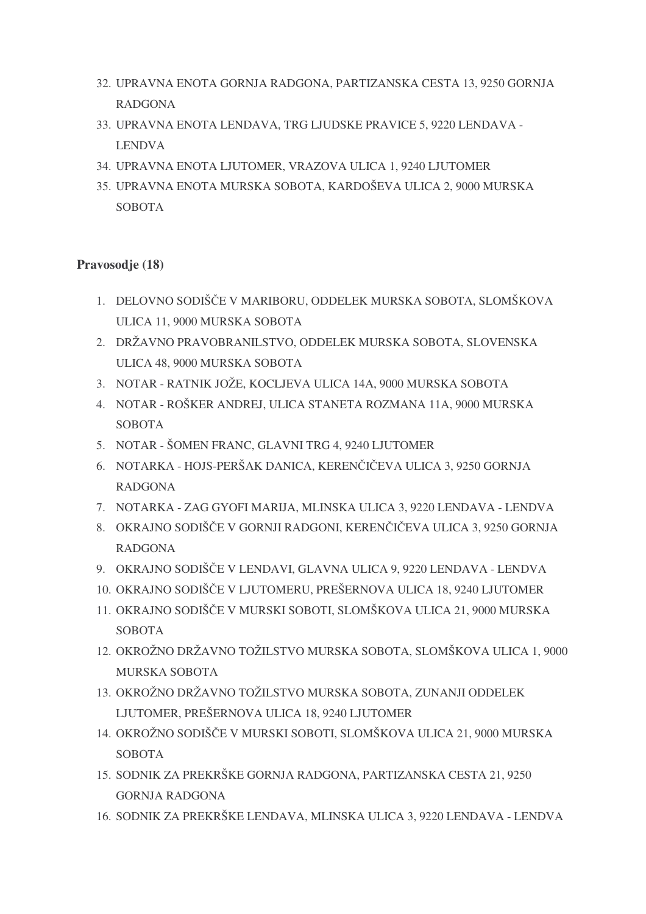32. UPRAVNA ENOTA GORNJA RADGONA, PARTIZANSKA CESTA 13, 9250 GORNJA RADGONA
33. UPRAVNA ENOTA LENDAVA, TRG LJUDSKE PRAVICE 5, 9220 LENDAVA - LENDVA
34. UPRAVNA ENOTA LJUTOMER, VRAZOVA ULICA 1, 9240 LJUTOMER
35. UPRAVNA ENOTA MURSKA SOBOTA, KARDOŠEVA ULICA 2, 9000 MURSKA SOBOTA

**Pravosodje (18)**

1. DELOVNO SODIŠČE V MARIBORU, ODDELEK MURSKA SOBOTA, SLOMŠKOVA ULICA 11, 9000 MURSKA SOBOTA
2. DRŽAVNO PRAVOBRANILSTVO, ODDELEK MURSKA SOBOTA, SLOVENSKA ULICA 48, 9000 MURSKA SOBOTA
3. NOTAR - RATNIK JOŽE, KOCLJEVA ULICA 14A, 9000 MURSKA SOBOTA
4. NOTAR - ROŠKER ANDREJ, ULICA STANETA ROZMANA 11A, 9000 MURSKA SOBOTA
5. NOTAR - ŠOMEN FRANC, GLAVNI TRG 4, 9240 LJUTOMER
6. NOTARKA - HOJS-PERŠAK DANICA, KERENČIČEVA ULICA 3, 9250 GORNJA RADGONA
7. NOTARKA - ZAG GYOFI MARIJA, MLINSKA ULICA 3, 9220 LENDAVA - LENDVA
8. OKRAJNO SODIŠČE V GORNJI RADGONI, KERENČIČEVA ULICA 3, 9250 GORNJA RADGONA
9. OKRAJNO SODIŠČE V LENDAVI, GLAVNA ULICA 9, 9220 LENDAVA - LENDVA
10. OKRAJNO SODIŠČE V LJUTOMERU, PREŠERNOVA ULICA 18, 9240 LJUTOMER
11. OKRAJNO SODIŠČE V MURSKI SOBOTI, SLOMŠKOVA ULICA 21, 9000 MURSKA SOBOTA
12. OKROŽNO DRŽAVNO TOŽILSTVO MURSKA SOBOTA, SLOMŠKOVA ULICA 1, 9000 MURSKA SOBOTA
13. OKROŽNO DRŽAVNO TOŽILSTVO MURSKA SOBOTA, ZUNANJI ODDELEK LJUTOMER, PREŠERNOVA ULICA 18, 9240 LJUTOMER
14. OKROŽNO SODIŠČE V MURSKI SOBOTI, SLOMŠKOVA ULICA 21, 9000 MURSKA SOBOTA
15. SODNIK ZA PREKRŠKE GORNJA RADGONA, PARTIZANSKA CESTA 21, 9250 GORNJA RADGONA
16. SODNIK ZA PREKRŠKE LENDAVA, MLINSKA ULICA 3, 9220 LENDAVA - LENDVA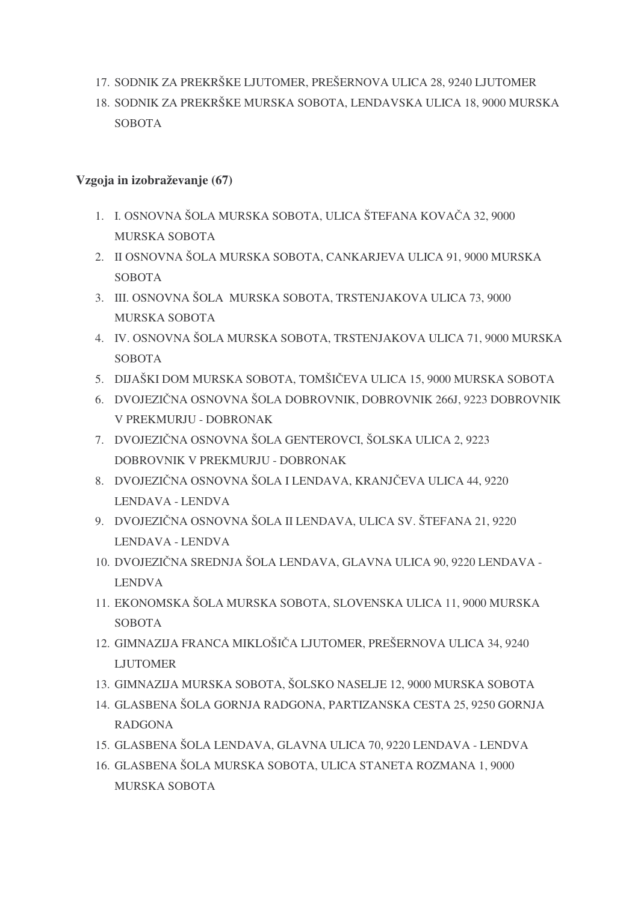17. SODNIK ZA PREKRŠKE LJUTOMER, PREŠERNOVA ULICA 28, 9240 LJUTOMER
18. SODNIK ZA PREKRŠKE MURSKA SOBOTA, LENDAVSKA ULICA 18, 9000 MURSKA SOBOTA

**Vzgoja in izobraževanje (67)**

1. I. OSNOVNA ŠOLA MURSKA SOBOTA, ULICA ŠTEFANA KOVAČA 32, 9000 MURSKA SOBOTA
2. II OSNOVNA ŠOLA MURSKA SOBOTA, CANKARJEVA ULICA 91, 9000 MURSKA SOBOTA
3. III. OSNOVNA ŠOLA MURSKA SOBOTA, TRSTENJAKOVA ULICA 73, 9000 MURSKA SOBOTA
4. IV. OSNOVNA ŠOLA MURSKA SOBOTA, TRSTENJAKOVA ULICA 71, 9000 MURSKA SOBOTA
5. DIJAŠKI DOM MURSKA SOBOTA, TOMŠIČEVA ULICA 15, 9000 MURSKA SOBOTA
6. DVOJEZIČNA OSNOVNA ŠOLA DOBROVNIK, DOBROVNIK 266J, 9223 DOBROVNIK V PREKMURJU - DOBRONAK
7. DVOJEZIČNA OSNOVNA ŠOLA GENTEROVCI, ŠOLSKA ULICA 2, 9223 DOBROVNIK V PREKMURJU - DOBRONAK
8. DVOJEZIČNA OSNOVNA ŠOLA I LENDAVA, KRANJČEVA ULICA 44, 9220 LENDAVA - LENDVA
9. DVOJEZIČNA OSNOVNA ŠOLA II LENDAVA, ULICA SV. ŠTEFANA 21, 9220 LENDAVA - LENDVA
10. DVOJEZIČNA SREDNJA ŠOLA LENDAVA, GLAVNA ULICA 90, 9220 LENDAVA - LENDVA
11. EKONOMSKA ŠOLA MURSKA SOBOTA, SLOVENSKA ULICA 11, 9000 MURSKA SOBOTA
12. GIMNAZIJA FRANCA MIKLOŠIČA LJUTOMER, PREŠERNOVA ULICA 34, 9240 LJUTOMER
13. GIMNAZIJA MURSKA SOBOTA, ŠOLSKO NASELJE 12, 9000 MURSKA SOBOTA
14. GLASBENA ŠOLA GORNJA RADGONA, PARTIZANSKA CESTA 25, 9250 GORNJA RADGONA
15. GLASBENA ŠOLA LENDAVA, GLAVNA ULICA 70, 9220 LENDAVA - LENDVA
16. GLASBENA ŠOLA MURSKA SOBOTA, ULICA STANETA ROZMANA 1, 9000 MURSKA SOBOTA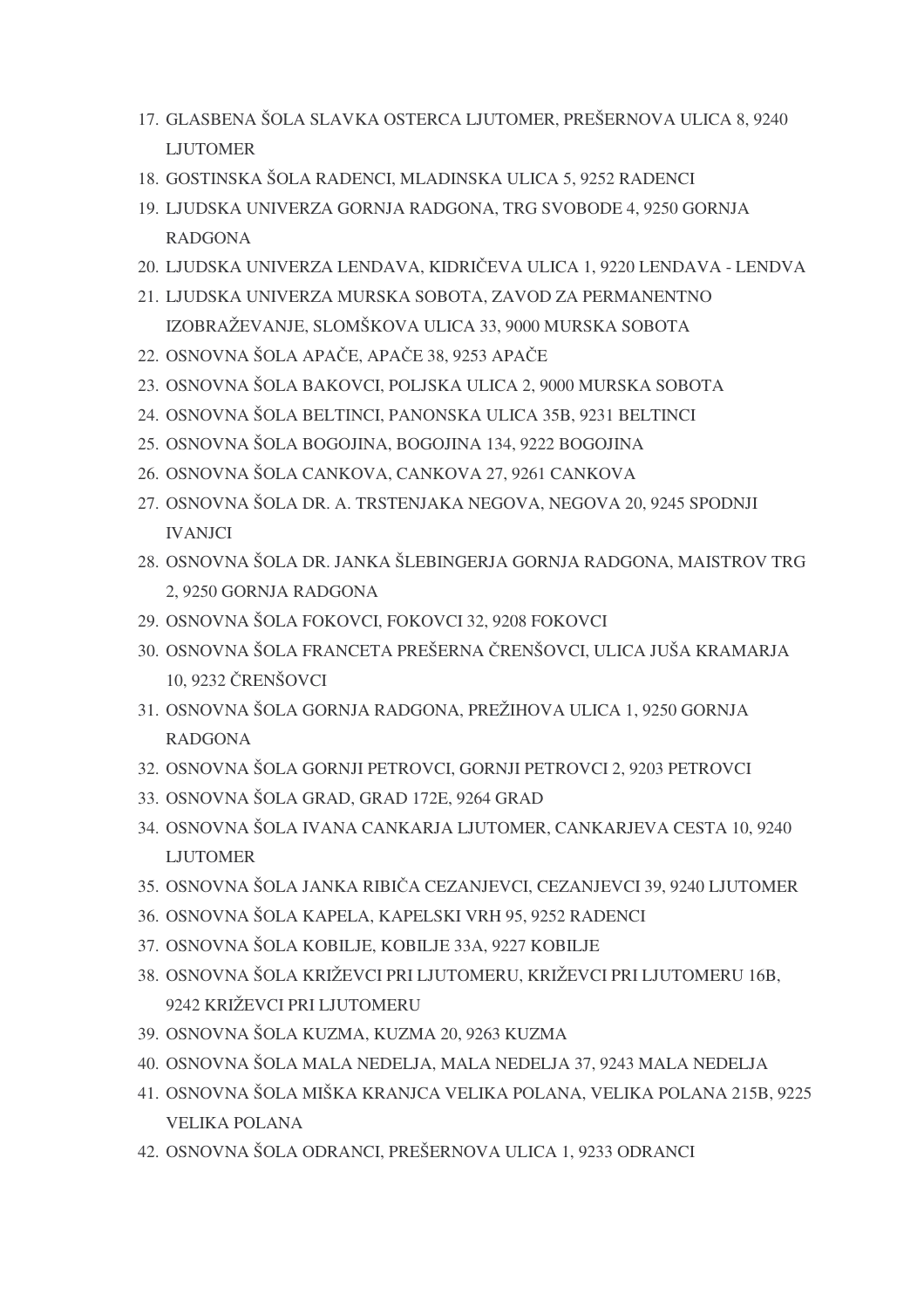17. GLASBENA ŠOLA SLAVKA OSTERCA LJUTOMER, PREŠERNOVA ULICA 8, 9240 LJUTOMER
18. GOSTINSKA ŠOLA RADENCI, MLADINSKA ULICA 5, 9252 RADENCI
19. LJUDSKA UNIVERZA GORNJA RADGONA, TRG SVOBODE 4, 9250 GORNJA RADGONA
20. LJUDSKA UNIVERZA LENDAVA, KIDRIČEVA ULICA 1, 9220 LENDAVA - LENDVA
21. LJUDSKA UNIVERZA MURSKA SOBOTA, ZAVOD ZA PERMANENTNO IZOBRAŽEVANJE, SLOMŠKOVA ULICA 33, 9000 MURSKA SOBOTA
22. OSNOVNA ŠOLA APAČE, APAČE 38, 9253 APAČE
23. OSNOVNA ŠOLA BAKOVCI, POLJSKA ULICA 2, 9000 MURSKA SOBOTA
24. OSNOVNA ŠOLA BELTINCI, PANONSKA ULICA 35B, 9231 BELTINCI
25. OSNOVNA ŠOLA BOGOJINA, BOGOJINA 134, 9222 BOGOJINA
26. OSNOVNA ŠOLA CANKOVA, CANKOVA 27, 9261 CANKOVA
27. OSNOVNA ŠOLA DR. A. TRSTENJAKA NEGOVA, NEGOVA 20, 9245 SPODNJI IVANJCI
28. OSNOVNA ŠOLA DR. JANKA ŠLEBINGERJA GORNJA RADGONA, MAISTROV TRG 2, 9250 GORNJA RADGONA
29. OSNOVNA ŠOLA FOKOVCI, FOKOVCI 32, 9208 FOKOVCI
30. OSNOVNA ŠOLA FRANCETA PREŠERNA ČRENŠOVCI, ULICA JUŠA KRAMARJA 10, 9232 ČRENŠOVCI
31. OSNOVNA ŠOLA GORNJA RADGONA, PREŽIHOVA ULICA 1, 9250 GORNJA RADGONA
32. OSNOVNA ŠOLA GORNJI PETROVCI, GORNJI PETROVCI 2, 9203 PETROVCI
33. OSNOVNA ŠOLA GRAD, GRAD 172E, 9264 GRAD
34. OSNOVNA ŠOLA IVANA CANKARJA LJUTOMER, CANKARJEVA CESTA 10, 9240 LJUTOMER
35. OSNOVNA ŠOLA JANKA RIBIČA CEZANJEVCI, CEZANJEVCI 39, 9240 LJUTOMER
36. OSNOVNA ŠOLA KAPELA, KAPELSKI VRH 95, 9252 RADENCI
37. OSNOVNA ŠOLA KOBILJE, KOBILJE 33A, 9227 KOBILJE
38. OSNOVNA ŠOLA KRIŽEVCI PRI LJUTOMERU, KRIŽEVCI PRI LJUTOMERU 16B, 9242 KRIŽEVCI PRI LJUTOMERU
39. OSNOVNA ŠOLA KUZMA, KUZMA 20, 9263 KUZMA
40. OSNOVNA ŠOLA MALA NEDELJA, MALA NEDELJA 37, 9243 MALA NEDELJA
41. OSNOVNA ŠOLA MIŠKA KRANJCA VELIKA POLANA, VELIKA POLANA 215B, 9225 VELIKA POLANA
42. OSNOVNA ŠOLA ODRANCI, PREŠERNOVA ULICA 1, 9233 ODRANCI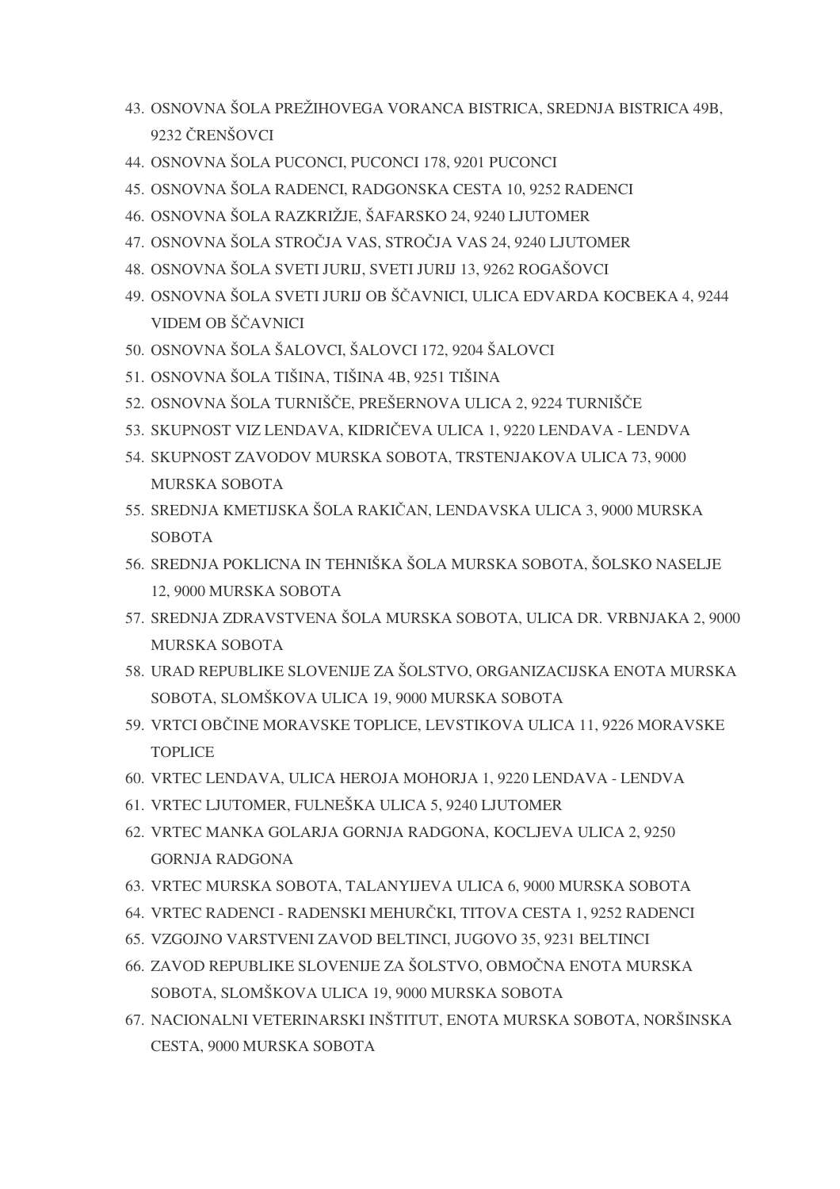43. OSNOVNA ŠOLA PREŽIHOVEGA VORANCA BISTRICA, SREDNJA BISTRICA 49B, 9232 ČRENŠOVCI
44. OSNOVNA ŠOLA PUCONCI, PUCONCI 178, 9201 PUCONCI
45. OSNOVNA ŠOLA RADENCI, RADGONSKA CESTA 10, 9252 RADENCI
46. OSNOVNA ŠOLA RAZKRIŽJE, ŠAFARSKO 24, 9240 LJUTOMER
47. OSNOVNA ŠOLA STROČJA VAS, STROČJA VAS 24, 9240 LJUTOMER
48. OSNOVNA ŠOLA SVETI JURIJ, SVETI JURIJ 13, 9262 ROGAŠOVCI
49. OSNOVNA ŠOLA SVETI JURIJ OB ŠČAVNICI, ULICA EDVARDA KOCBEKA 4, 9244 VIDEM OB ŠČAVNICI
50. OSNOVNA ŠOLA ŠALOVCI, ŠALOVCI 172, 9204 ŠALOVCI
51. OSNOVNA ŠOLA TIŠINA, TIŠINA 4B, 9251 TIŠINA
52. OSNOVNA ŠOLA TURNIŠČE, PREŠERNOVA ULICA 2, 9224 TURNIŠČE
53. SKUPNOST VIZ LENDAVA, KIDRIČEVA ULICA 1, 9220 LENDAVA - LENDVA
54. SKUPNOST ZAVODOV MURSKA SOBOTA, TRSTENJAKOVA ULICA 73, 9000 MURSKA SOBOTA
55. SREDNJA KMETIJSKA ŠOLA RAKIČAN, LENDAVSKA ULICA 3, 9000 MURSKA SOBOTA
56. SREDNJA POKLICNA IN TEHNIŠKA ŠOLA MURSKA SOBOTA, ŠOLSKO NASELJE 12, 9000 MURSKA SOBOTA
57. SREDNJA ZDRAVSTVENA ŠOLA MURSKA SOBOTA, ULICA DR. VRBNJAKA 2, 9000 MURSKA SOBOTA
58. URAD REPUBLIKE SLOVENIJE ZA ŠOLSTVO, ORGANIZACIJSKA ENOTA MURSKA SOBOTA, SLOMŠKOVA ULICA 19, 9000 MURSKA SOBOTA
59. VRTCI OBČINE MORAVSKE TOPLICE, LEVSTIKOVA ULICA 11, 9226 MORAVSKE TOPLICE
60. VRTEC LENDAVA, ULICA HEROJA MOHORJA 1, 9220 LENDAVA - LENDVA
61. VRTEC LJUTOMER, FULNEŠKA ULICA 5, 9240 LJUTOMER
62. VRTEC MANKA GOLARJA GORNJA RADGONA, KOCLJEVA ULICA 2, 9250 GORNJA RADGONA
63. VRTEC MURSKA SOBOTA, TALANYIJEVA ULICA 6, 9000 MURSKA SOBOTA
64. VRTEC RADENCI - RADENSKI MEHURČKI, TITOVA CESTA 1, 9252 RADENCI
65. VZGOJNO VARSTVENI ZAVOD BELTINCI, JUGOVO 35, 9231 BELTINCI
66. ZAVOD REPUBLIKE SLOVENIJE ZA ŠOLSTVO, OBMOČNA ENOTA MURSKA SOBOTA, SLOMŠKOVA ULICA 19, 9000 MURSKA SOBOTA
67. NACIONALNI VETERINARSKI INŠTITUT, ENOTA MURSKA SOBOTA, NORŠINSKA CESTA, 9000 MURSKA SOBOTA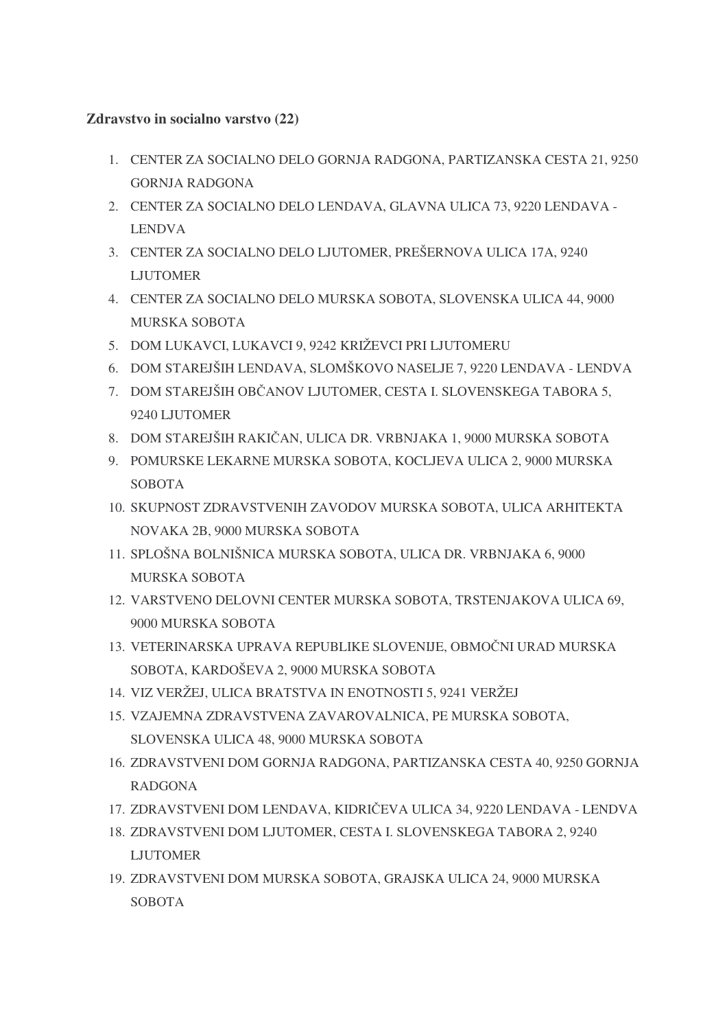**Zdravstvo in socialno varstvo (22)**

1. CENTER ZA SOCIALNO DELO GORNJA RADGONA, PARTIZANSKA CESTA 21, 9250 GORNJA RADGONA
2. CENTER ZA SOCIALNO DELO LENDAVA, GLAVNA ULICA 73, 9220 LENDAVA - LENDVA
3. CENTER ZA SOCIALNO DELO LJUTOMER, PREŠERNOVA ULICA 17A, 9240 LJUTOMER
4. CENTER ZA SOCIALNO DELO MURSKA SOBOTA, SLOVENSKA ULICA 44, 9000 MURSKA SOBOTA
5. DOM LUKAVCI, LUKAVCI 9, 9242 KRIŽEVCI PRI LJUTOMERU
6. DOM STAREJŠIH LENDAVA, SLOMŠKOVO NASELJE 7, 9220 LENDAVA - LENDVA
7. DOM STAREJŠIH OBČANOV LJUTOMER, CESTA I. SLOVENSKEGA TABORA 5, 9240 LJUTOMER
8. DOM STAREJŠIH RAKIČAN, ULICA DR. VRBNJAKA 1, 9000 MURSKA SOBOTA
9. POMURSKE LEKARNE MURSKA SOBOTA, KOCLJEVA ULICA 2, 9000 MURSKA SOBOTA
10. SKUPNOST ZDRAVSTVENIH ZAVODOV MURSKA SOBOTA, ULICA ARHITEKTA NOVAKA 2B, 9000 MURSKA SOBOTA
11. SPLOŠNA BOLNIŠNICA MURSKA SOBOTA, ULICA DR. VRBNJAKA 6, 9000 MURSKA SOBOTA
12. VARSTVENO DELOVNI CENTER MURSKA SOBOTA, TRSTENJAKOVA ULICA 69, 9000 MURSKA SOBOTA
13. VETERINARSKA UPRAVA REPUBLIKE SLOVENIJE, OBMOČNI URAD MURSKA SOBOTA, KARDOŠEVA 2, 9000 MURSKA SOBOTA
14. VIZ VERŽEJ, ULICA BRATSTVA IN ENOTNOSTI 5, 9241 VERŽEJ
15. VZAJEMNA ZDRAVSTVENA ZAVAROVALNICA, PE MURSKA SOBOTA, SLOVENSKA ULICA 48, 9000 MURSKA SOBOTA
16. ZDRAVSTVENI DOM GORNJA RADGONA, PARTIZANSKA CESTA 40, 9250 GORNJA RADGONA
17. ZDRAVSTVENI DOM LENDAVA, KIDRIČEVA ULICA 34, 9220 LENDAVA - LENDVA
18. ZDRAVSTVENI DOM LJUTOMER, CESTA I. SLOVENSKEGA TABORA 2, 9240 LJUTOMER
19. ZDRAVSTVENI DOM MURSKA SOBOTA, GRAJSKA ULICA 24, 9000 MURSKA SOBOTA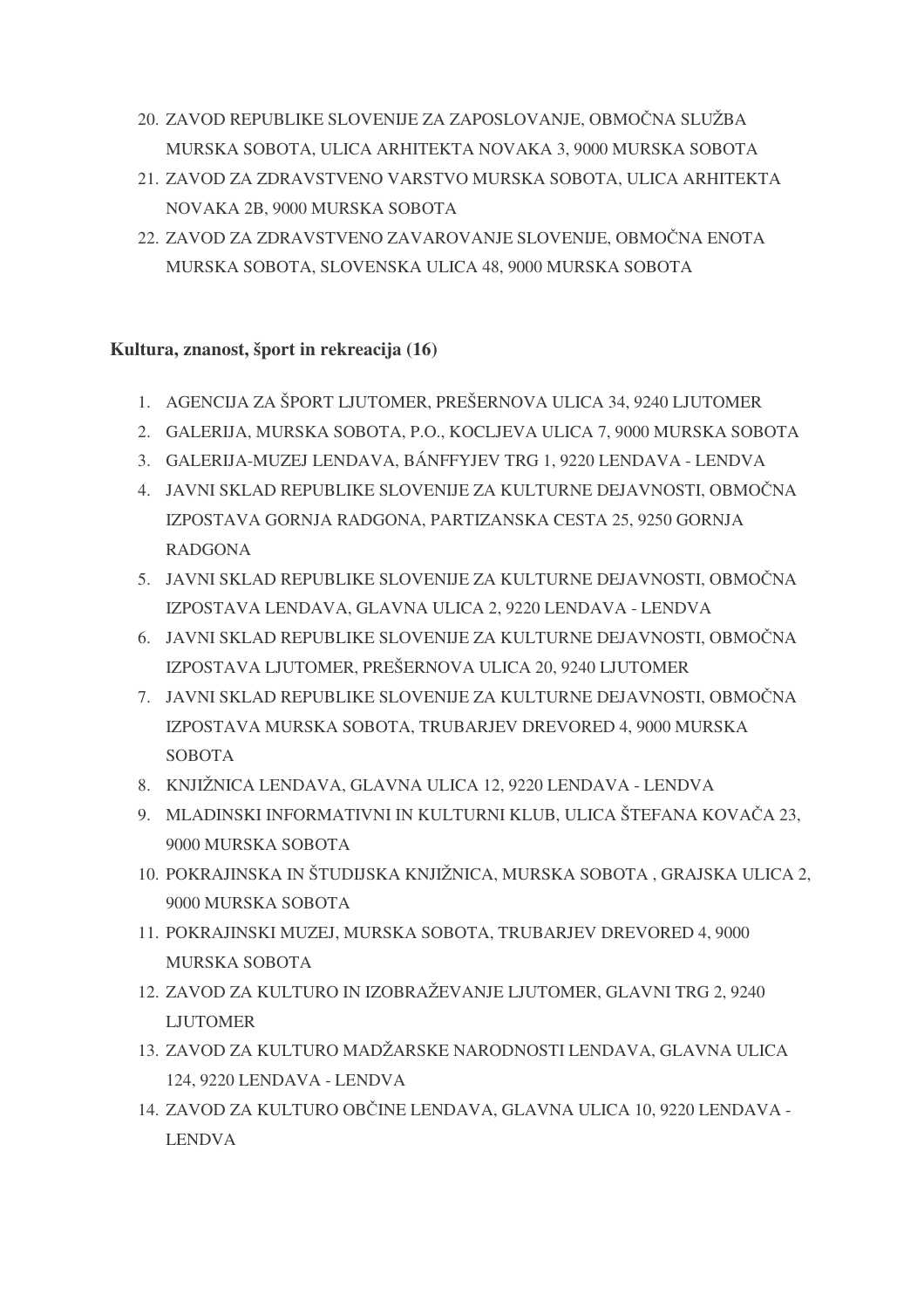20. ZAVOD REPUBLIKE SLOVENIJE ZA ZAPOSLOVANJE, OBMOČNA SLUŽBA MURSKA SOBOTA, ULICA ARHITEKTA NOVAKA 3, 9000 MURSKA SOBOTA
21. ZAVOD ZA ZDRAVSTVENO VARSTVO MURSKA SOBOTA, ULICA ARHITEKTA NOVAKA 2B, 9000 MURSKA SOBOTA
22. ZAVOD ZA ZDRAVSTVENO ZAVAROVANJE SLOVENIJE, OBMOČNA ENOTA MURSKA SOBOTA, SLOVENSKA ULICA 48, 9000 MURSKA SOBOTA

**Kultura, znanost, šport in rekreacija (16)**

1. AGENCIJA ZA ŠPORT LJUTOMER, PREŠERNOVA ULICA 34, 9240 LJUTOMER
2. GALERIJA, MURSKA SOBOTA, P.O., KOCLJEVA ULICA 7, 9000 MURSKA SOBOTA
3. GALERIJA-MUZEJ LENDAVA, BÁNFFYJEV TRG 1, 9220 LENDAVA - LENDVA
4. JAVNI SKLAD REPUBLIKE SLOVENIJE ZA KULTURNE DEJAVNOSTI, OBMOČNA IZPOSTAVA GORNJA RADGONA, PARTIZANSKA CESTA 25, 9250 GORNJA RADGONA
5. JAVNI SKLAD REPUBLIKE SLOVENIJE ZA KULTURNE DEJAVNOSTI, OBMOČNA IZPOSTAVA LENDAVA, GLAVNA ULICA 2, 9220 LENDAVA - LENDVA
6. JAVNI SKLAD REPUBLIKE SLOVENIJE ZA KULTURNE DEJAVNOSTI, OBMOČNA IZPOSTAVA LJUTOMER, PREŠERNOVA ULICA 20, 9240 LJUTOMER
7. JAVNI SKLAD REPUBLIKE SLOVENIJE ZA KULTURNE DEJAVNOSTI, OBMOČNA IZPOSTAVA MURSKA SOBOTA, TRUBARJEV DREVORED 4, 9000 MURSKA SOBOTA
8. KNJIŽNICA LENDAVA, GLAVNA ULICA 12, 9220 LENDAVA - LENDVA
9. MLADINSKI INFORMATIVNI IN KULTURNI KLUB, ULICA ŠTEFANA KOVAČA 23, 9000 MURSKA SOBOTA
10. POKRAJINSKA IN ŠTUDIJSKA KNJIŽNICA, MURSKA SOBOTA , GRAJSKA ULICA 2, 9000 MURSKA SOBOTA
11. POKRAJINSKI MUZEJ, MURSKA SOBOTA, TRUBARJEV DREVORED 4, 9000 MURSKA SOBOTA
12. ZAVOD ZA KULTURO IN IZOBRAŽEVANJE LJUTOMER, GLAVNI TRG 2, 9240 LJUTOMER
13. ZAVOD ZA KULTURO MADŽARSKE NARODNOSTI LENDAVA, GLAVNA ULICA 124, 9220 LENDAVA - LENDVA
14. ZAVOD ZA KULTURO OBČINE LENDAVA, GLAVNA ULICA 10, 9220 LENDAVA - LENDVA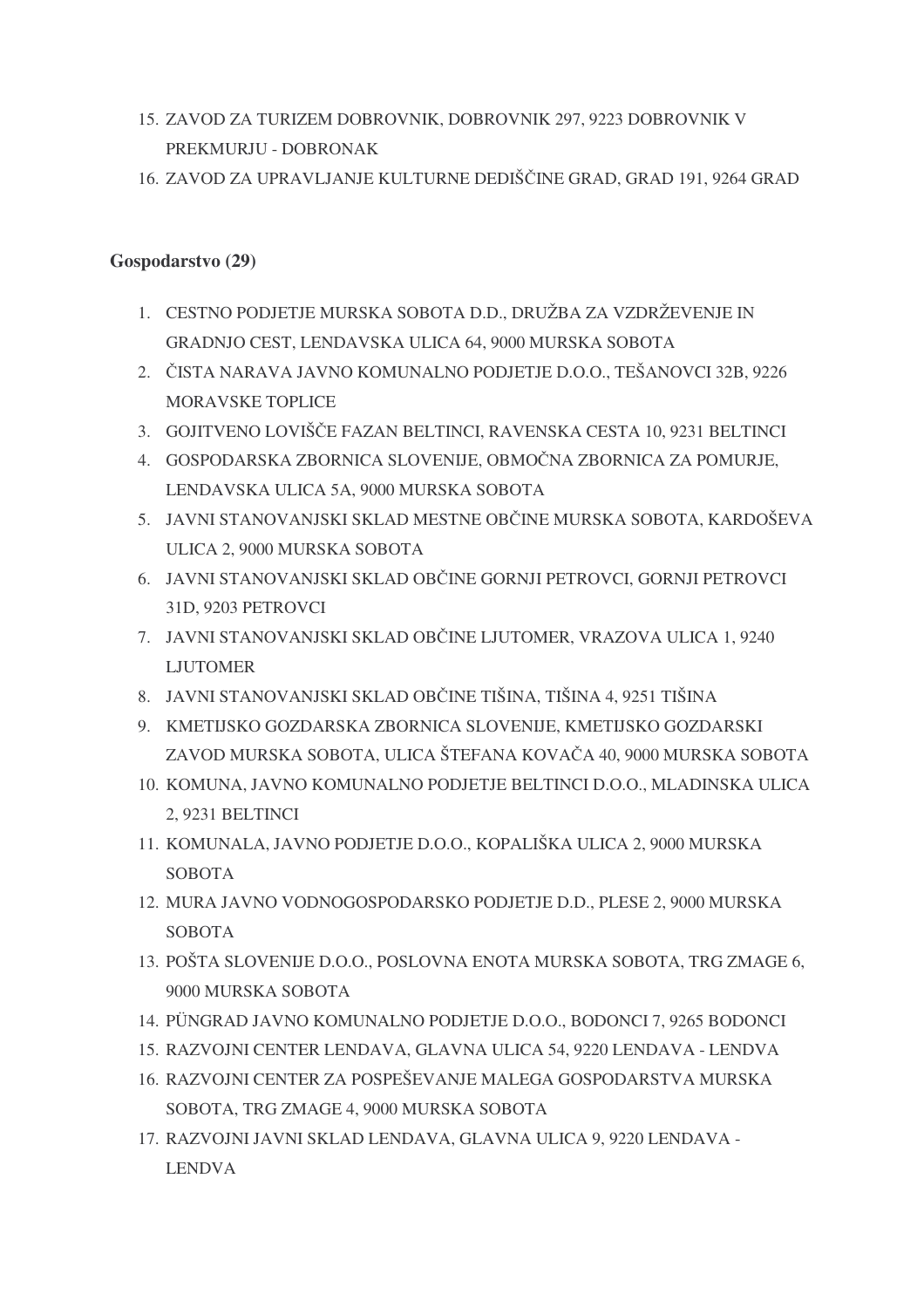15. ZAVOD ZA TURIZEM DOBROVNIK, DOBROVNIK 297, 9223 DOBROVNIK V PREKMURJU - DOBRONAK
16. ZAVOD ZA UPRAVLJANJE KULTURNE DEDIŠČINE GRAD, GRAD 191, 9264 GRAD

**Gospodarstvo (29)**

1. CESTNO PODJETJE MURSKA SOBOTA D.D., DRUŽBA ZA VZDRŽEVENJE IN GRADNJO CEST, LENDAVSKA ULICA 64, 9000 MURSKA SOBOTA
2. ČISTA NARAVA JAVNO KOMUNALNO PODJETJE D.O.O., TEŠANOVCI 32B, 9226 MORAVSKE TOPLICE
3. GOJITVENO LOVIŠČE FAZAN BELTINCI, RAVENSKA CESTA 10, 9231 BELTINCI
4. GOSPODARSKA ZBORNICA SLOVENIJE, OBMOČNA ZBORNICA ZA POMURJE, LENDAVSKA ULICA 5A, 9000 MURSKA SOBOTA
5. JAVNI STANOVANJSKI SKLAD MESTNE OBČINE MURSKA SOBOTA, KARDOŠEVA ULICA 2, 9000 MURSKA SOBOTA
6. JAVNI STANOVANJSKI SKLAD OBČINE GORNJI PETROVCI, GORNJI PETROVCI 31D, 9203 PETROVCI
7. JAVNI STANOVANJSKI SKLAD OBČINE LJUTOMER, VRAZOVA ULICA 1, 9240 LJUTOMER
8. JAVNI STANOVANJSKI SKLAD OBČINE TIŠINA, TIŠINA 4, 9251 TIŠINA
9. KMETIJSKO GOZDARSKA ZBORNICA SLOVENIJE, KMETIJSKO GOZDARSKI ZAVOD MURSKA SOBOTA, ULICA ŠTEFANA KOVAČA 40, 9000 MURSKA SOBOTA
10. KOMUNA, JAVNO KOMUNALNO PODJETJE BELTINCI D.O.O., MLADINSKA ULICA 2, 9231 BELTINCI
11. KOMUNALA, JAVNO PODJETJE D.O.O., KOPALIŠKA ULICA 2, 9000 MURSKA SOBOTA
12. MURA JAVNO VODNOGOSPODARSKO PODJETJE D.D., PLESE 2, 9000 MURSKA SOBOTA
13. POŠTA SLOVENIJE D.O.O., POSLOVNA ENOTA MURSKA SOBOTA, TRG ZMAGE 6, 9000 MURSKA SOBOTA
14. PÜNGRAD JAVNO KOMUNALNO PODJETJE D.O.O., BODONCI 7, 9265 BODONCI
15. RAZVOJNI CENTER LENDAVA, GLAVNA ULICA 54, 9220 LENDAVA - LENDVA
16. RAZVOJNI CENTER ZA POSPEŠEVANJE MALEGA GOSPODARSTVA MURSKA SOBOTA, TRG ZMAGE 4, 9000 MURSKA SOBOTA
17. RAZVOJNI JAVNI SKLAD LENDAVA, GLAVNA ULICA 9, 9220 LENDAVA - LENDVA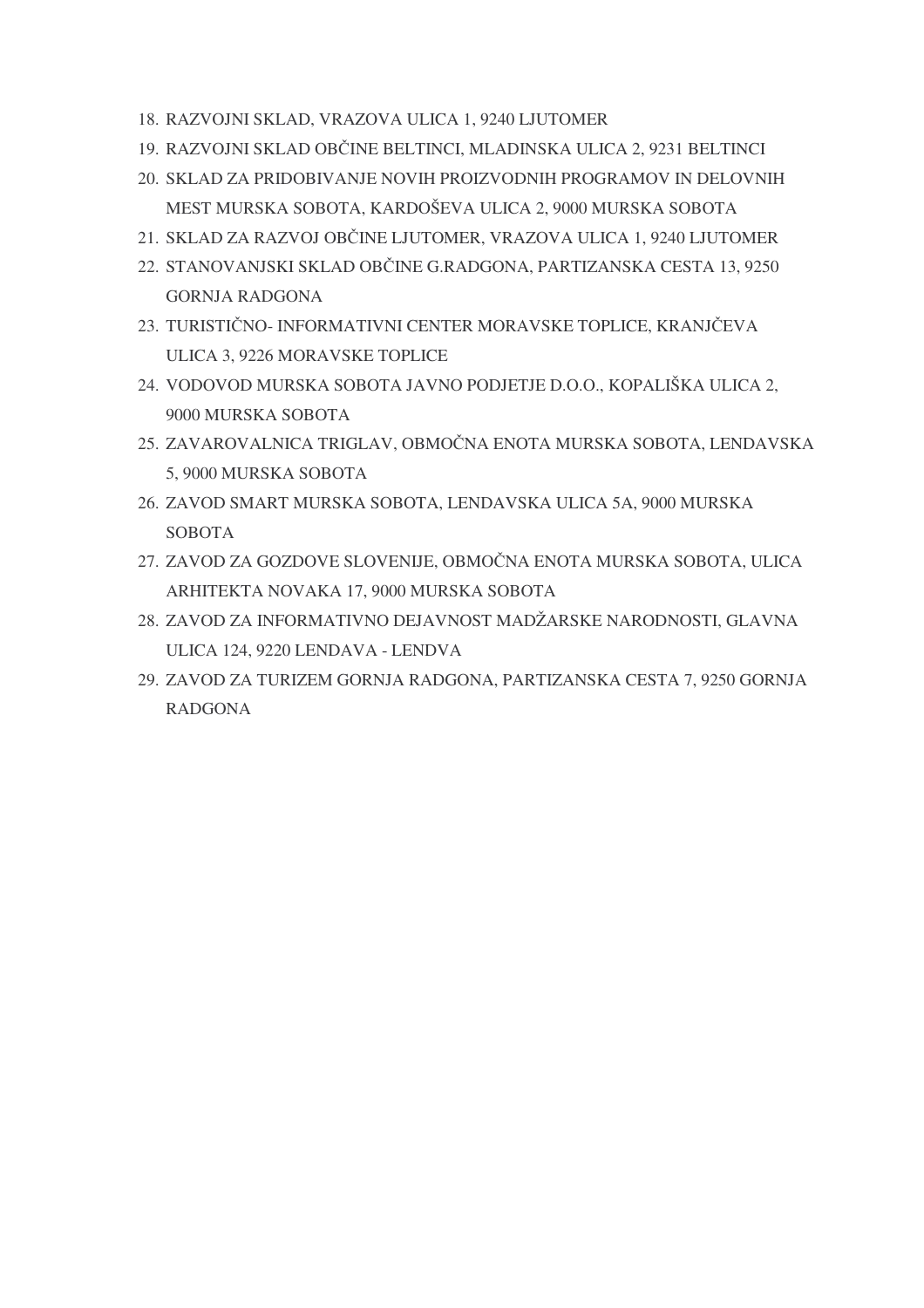18. RAZVOJNI SKLAD, VRAZOVA ULICA 1, 9240 LJUTOMER
19. RAZVOJNI SKLAD OBČINE BELTINCI, MLADINSKA ULICA 2, 9231 BELTINCI
20. SKLAD ZA PRIDOBIVANJE NOVIH PROIZVODNIH PROGRAMOV IN DELOVNIH MEST MURSKA SOBOTA, KARDOŠEVA ULICA 2, 9000 MURSKA SOBOTA
21. SKLAD ZA RAZVOJ OBČINE LJUTOMER, VRAZOVA ULICA 1, 9240 LJUTOMER
22. STANOVANJSKI SKLAD OBČINE G.RADGONA, PARTIZANSKA CESTA 13, 9250 GORNJA RADGONA
23. TURISTIČNO- INFORMATIVNI CENTER MORAVSKE TOPLICE, KRANJČEVA ULICA 3, 9226 MORAVSKE TOPLICE
24. VODOVOD MURSKA SOBOTA JAVNO PODJETJE D.O.O., KOPALIŠKA ULICA 2, 9000 MURSKA SOBOTA
25. ZAVAROVALNICA TRIGLAV, OBMOČNA ENOTA MURSKA SOBOTA, LENDAVSKA 5, 9000 MURSKA SOBOTA
26. ZAVOD SMART MURSKA SOBOTA, LENDAVSKA ULICA 5A, 9000 MURSKA SOBOTA
27. ZAVOD ZA GOZDOVE SLOVENIJE, OBMOČNA ENOTA MURSKA SOBOTA, ULICA ARHITEKTA NOVAKA 17, 9000 MURSKA SOBOTA
28. ZAVOD ZA INFORMATIVNO DEJAVNOST MADŽARSKE NARODNOSTI, GLAVNA ULICA 124, 9220 LENDAVA - LENDVA
29. ZAVOD ZA TURIZEM GORNJA RADGONA, PARTIZANSKA CESTA 7, 9250 GORNJA RADGONA